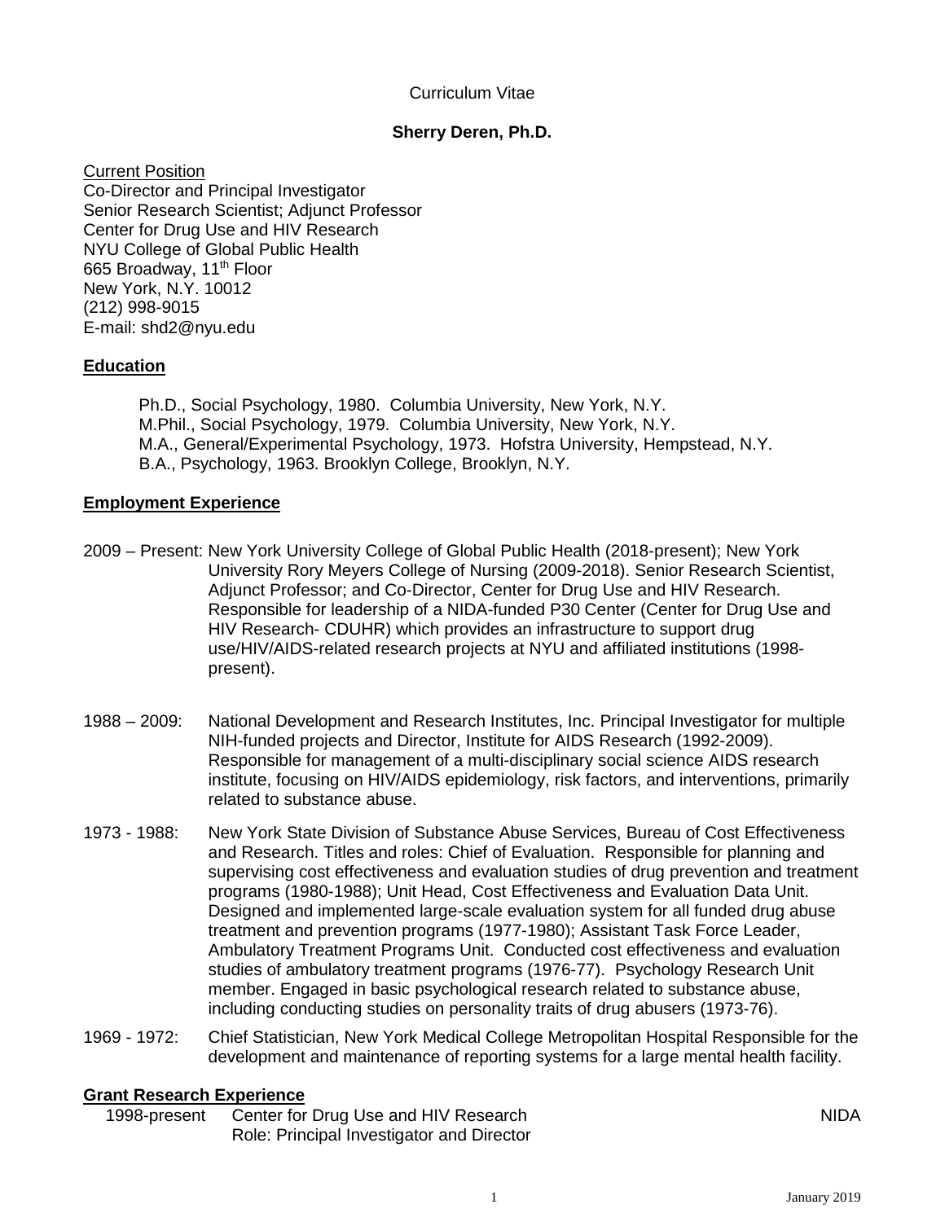Curriculum Vitae

**Sherry Deren, Ph.D.**

Current Position
Co-Director and Principal Investigator
Senior Research Scientist; Adjunct Professor
Center for Drug Use and HIV Research
NYU College of Global Public Health
665 Broadway, 11th Floor
New York, N.Y. 10012
(212) 998-9015
E-mail: shd2@nyu.edu

## Education

Ph.D., Social Psychology, 1980. Columbia University, New York, N.Y.
M.Phil., Social Psychology, 1979. Columbia University, New York, N.Y.
M.A., General/Experimental Psychology, 1973. Hofstra University, Hempstead, N.Y.
B.A., Psychology, 1963. Brooklyn College, Brooklyn, N.Y.

## Employment Experience

2009 – Present: New York University College of Global Public Health (2018-present); New York University Rory Meyers College of Nursing (2009-2018). Senior Research Scientist, Adjunct Professor; and Co-Director, Center for Drug Use and HIV Research. Responsible for leadership of a NIDA-funded P30 Center (Center for Drug Use and HIV Research- CDUHR) which provides an infrastructure to support drug use/HIV/AIDS-related research projects at NYU and affiliated institutions (1998-present).

1988 – 2009: National Development and Research Institutes, Inc. Principal Investigator for multiple NIH-funded projects and Director, Institute for AIDS Research (1992-2009). Responsible for management of a multi-disciplinary social science AIDS research institute, focusing on HIV/AIDS epidemiology, risk factors, and interventions, primarily related to substance abuse.

1973 - 1988: New York State Division of Substance Abuse Services, Bureau of Cost Effectiveness and Research. Titles and roles: Chief of Evaluation. Responsible for planning and supervising cost effectiveness and evaluation studies of drug prevention and treatment programs (1980-1988); Unit Head, Cost Effectiveness and Evaluation Data Unit. Designed and implemented large-scale evaluation system for all funded drug abuse treatment and prevention programs (1977-1980); Assistant Task Force Leader, Ambulatory Treatment Programs Unit. Conducted cost effectiveness and evaluation studies of ambulatory treatment programs (1976-77). Psychology Research Unit member. Engaged in basic psychological research related to substance abuse, including conducting studies on personality traits of drug abusers (1973-76).

1969 - 1972: Chief Statistician, New York Medical College Metropolitan Hospital Responsible for the development and maintenance of reporting systems for a large mental health facility.

## Grant Research Experience

1998-present Center for Drug Use and HIV Research — NIDA
Role: Principal Investigator and Director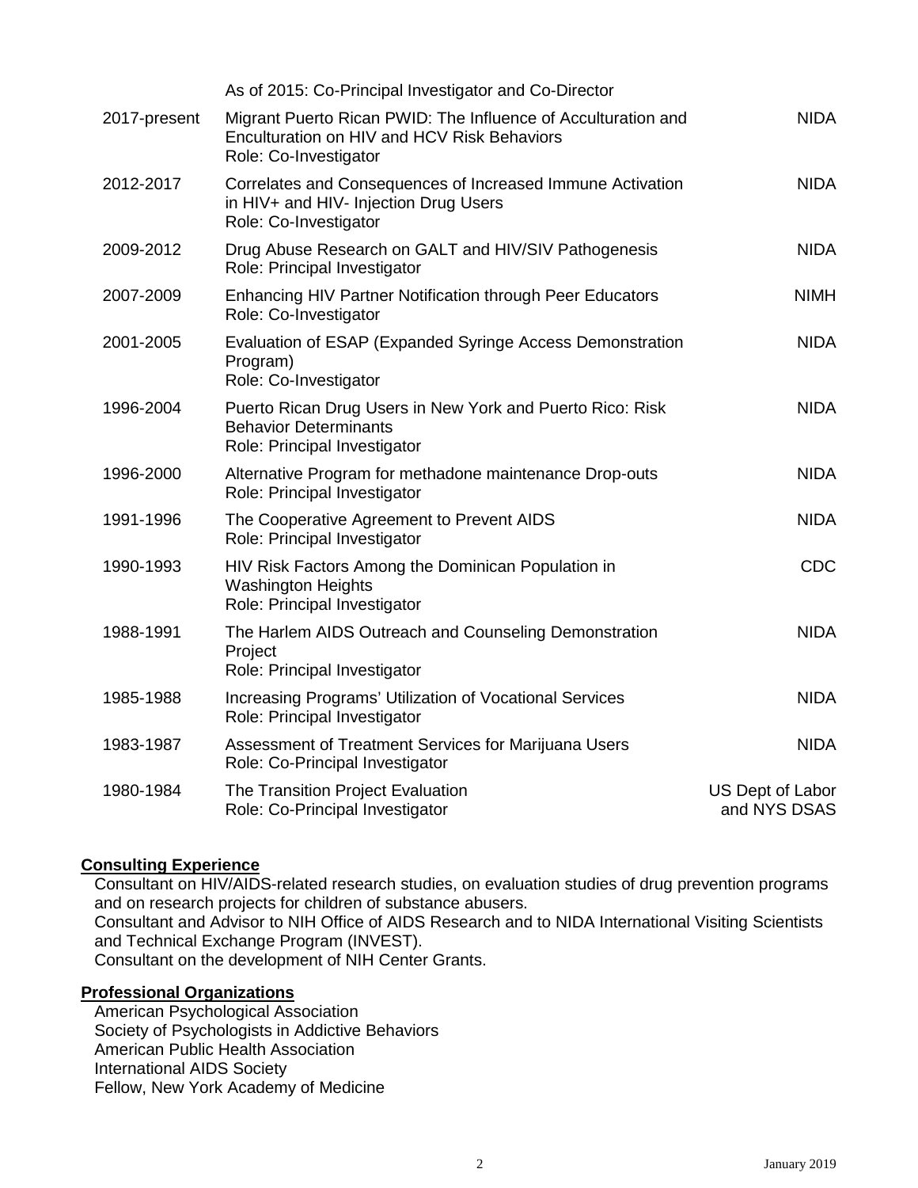| | | |
|---|---|---|
| | As of 2015: Co-Principal Investigator and Co-Director | |
| 2017-present | Migrant Puerto Rican PWID: The Influence of Acculturation and Enculturation on HIV and HCV Risk Behaviors<br>Role: Co-Investigator | NIDA |
| 2012-2017 | Correlates and Consequences of Increased Immune Activation in HIV+ and HIV- Injection Drug Users<br>Role: Co-Investigator | NIDA |
| 2009-2012 | Drug Abuse Research on GALT and HIV/SIV Pathogenesis<br>Role: Principal Investigator | NIDA |
| 2007-2009 | Enhancing HIV Partner Notification through Peer Educators<br>Role: Co-Investigator | NIMH |
| 2001-2005 | Evaluation of ESAP (Expanded Syringe Access Demonstration Program)<br>Role: Co-Investigator | NIDA |
| 1996-2004 | Puerto Rican Drug Users in New York and Puerto Rico: Risk Behavior Determinants<br>Role: Principal Investigator | NIDA |
| 1996-2000 | Alternative Program for methadone maintenance Drop-outs<br>Role: Principal Investigator | NIDA |
| 1991-1996 | The Cooperative Agreement to Prevent AIDS<br>Role: Principal Investigator | NIDA |
| 1990-1993 | HIV Risk Factors Among the Dominican Population in Washington Heights<br>Role: Principal Investigator | CDC |
| 1988-1991 | The Harlem AIDS Outreach and Counseling Demonstration Project<br>Role: Principal Investigator | NIDA |
| 1985-1988 | Increasing Programs' Utilization of Vocational Services<br>Role: Principal Investigator | NIDA |
| 1983-1987 | Assessment of Treatment Services for Marijuana Users<br>Role: Co-Principal Investigator | NIDA |
| 1980-1984 | The Transition Project Evaluation<br>Role: Co-Principal Investigator | US Dept of Labor and NYS DSAS |

## Consulting Experience

Consultant on HIV/AIDS-related research studies, on evaluation studies of drug prevention programs and on research projects for children of substance abusers.
Consultant and Advisor to NIH Office of AIDS Research and to NIDA International Visiting Scientists and Technical Exchange Program (INVEST).
Consultant on the development of NIH Center Grants.

## Professional Organizations

American Psychological Association
Society of Psychologists in Addictive Behaviors
American Public Health Association
International AIDS Society
Fellow, New York Academy of Medicine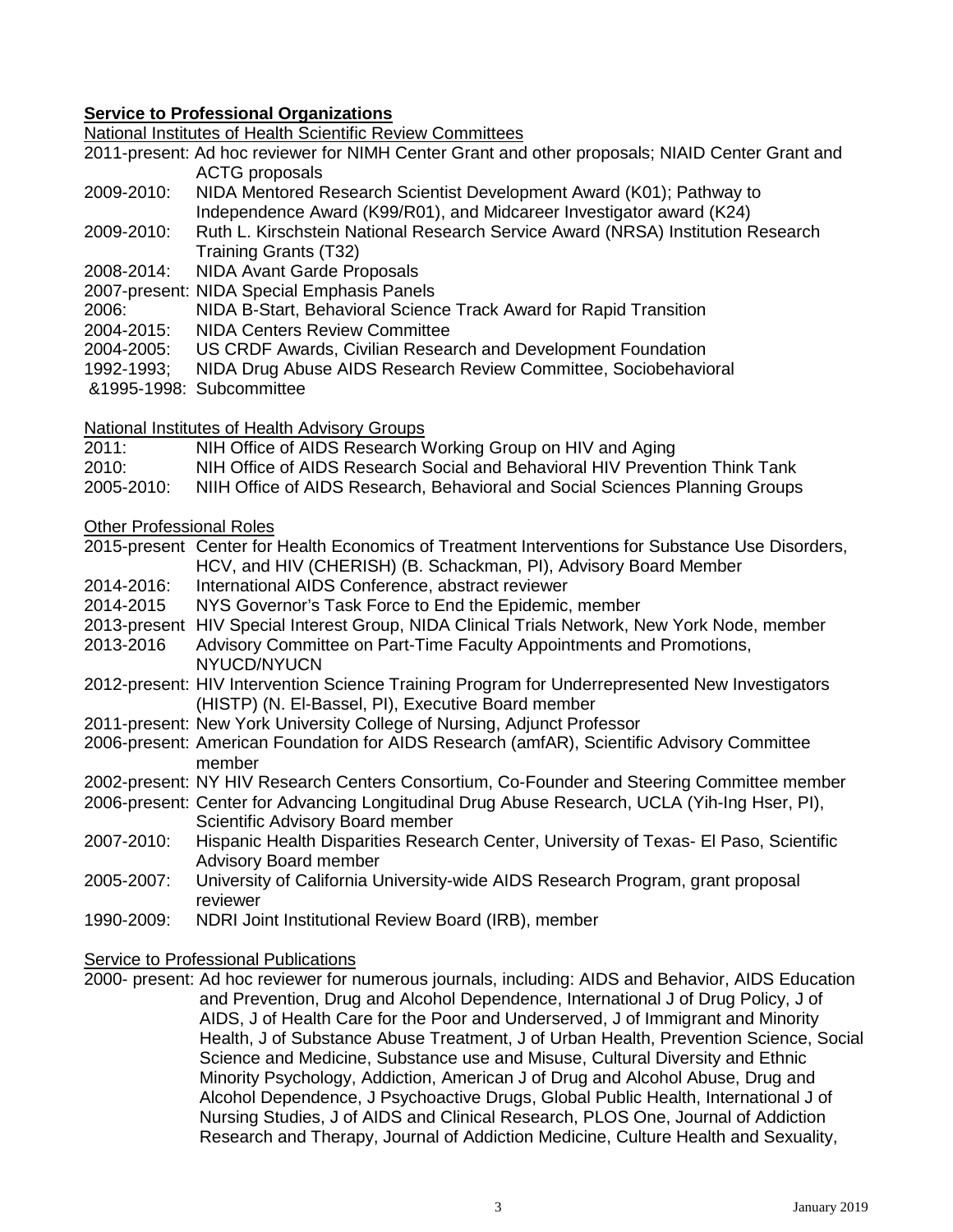**Service to Professional Organizations**

National Institutes of Health Scientific Review Committees

2011-present: Ad hoc reviewer for NIMH Center Grant and other proposals; NIAID Center Grant and ACTG proposals

2009-2010: NIDA Mentored Research Scientist Development Award (K01); Pathway to Independence Award (K99/R01), and Midcareer Investigator award (K24)

2009-2010: Ruth L. Kirschstein National Research Service Award (NRSA) Institution Research Training Grants (T32)

2008-2014: NIDA Avant Garde Proposals

2007-present: NIDA Special Emphasis Panels

2006: NIDA B-Start, Behavioral Science Track Award for Rapid Transition

2004-2015: NIDA Centers Review Committee

2004-2005: US CRDF Awards, Civilian Research and Development Foundation

1992-1993; &1995-1998: NIDA Drug Abuse AIDS Research Review Committee, Sociobehavioral Subcommittee

National Institutes of Health Advisory Groups

2011: NIH Office of AIDS Research Working Group on HIV and Aging

2010: NIH Office of AIDS Research Social and Behavioral HIV Prevention Think Tank

2005-2010: NIIH Office of AIDS Research, Behavioral and Social Sciences Planning Groups

Other Professional Roles

2015-present Center for Health Economics of Treatment Interventions for Substance Use Disorders, HCV, and HIV (CHERISH) (B. Schackman, PI), Advisory Board Member

2014-2016: International AIDS Conference, abstract reviewer

2014-2015 NYS Governor's Task Force to End the Epidemic, member

2013-present HIV Special Interest Group, NIDA Clinical Trials Network, New York Node, member

2013-2016 Advisory Committee on Part-Time Faculty Appointments and Promotions, NYUCD/NYUCN

2012-present: HIV Intervention Science Training Program for Underrepresented New Investigators (HISTP) (N. El-Bassel, PI), Executive Board member

2011-present: New York University College of Nursing, Adjunct Professor

2006-present: American Foundation for AIDS Research (amfAR), Scientific Advisory Committee member

2002-present: NY HIV Research Centers Consortium, Co-Founder and Steering Committee member

2006-present: Center for Advancing Longitudinal Drug Abuse Research, UCLA (Yih-Ing Hser, PI), Scientific Advisory Board member

2007-2010: Hispanic Health Disparities Research Center, University of Texas- El Paso, Scientific Advisory Board member

2005-2007: University of California University-wide AIDS Research Program, grant proposal reviewer

1990-2009: NDRI Joint Institutional Review Board (IRB), member

Service to Professional Publications

2000- present: Ad hoc reviewer for numerous journals, including: AIDS and Behavior, AIDS Education and Prevention, Drug and Alcohol Dependence, International J of Drug Policy, J of AIDS, J of Health Care for the Poor and Underserved, J of Immigrant and Minority Health, J of Substance Abuse Treatment, J of Urban Health, Prevention Science, Social Science and Medicine, Substance use and Misuse, Cultural Diversity and Ethnic Minority Psychology, Addiction, American J of Drug and Alcohol Abuse, Drug and Alcohol Dependence, J Psychoactive Drugs, Global Public Health, International J of Nursing Studies, J of AIDS and Clinical Research, PLOS One, Journal of Addiction Research and Therapy, Journal of Addiction Medicine, Culture Health and Sexuality,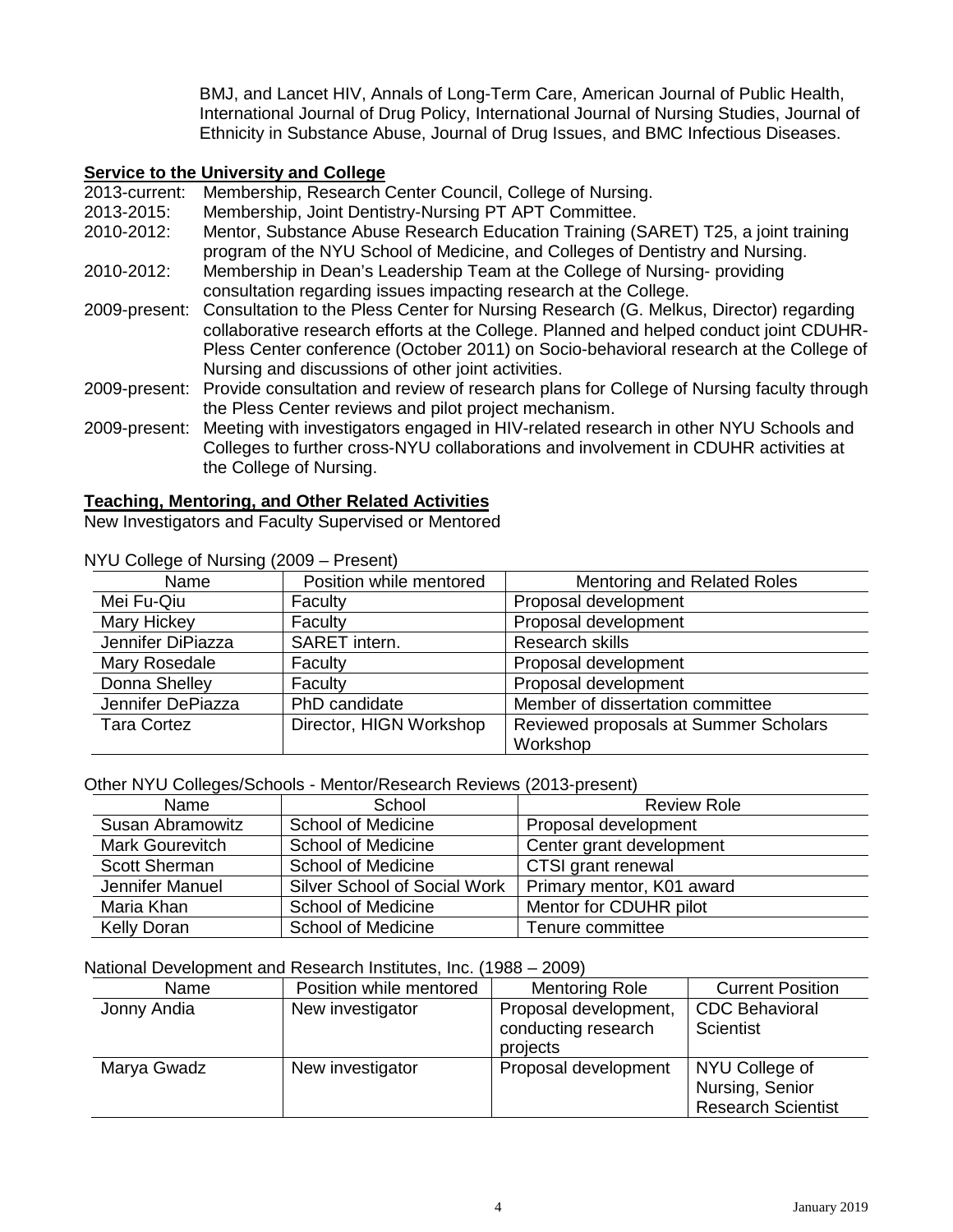BMJ, and Lancet HIV, Annals of Long-Term Care, American Journal of Public Health, International Journal of Drug Policy, International Journal of Nursing Studies, Journal of Ethnicity in Substance Abuse, Journal of Drug Issues, and BMC Infectious Diseases.

## Service to the University and College

2013-current: Membership, Research Center Council, College of Nursing.

2013-2015: Membership, Joint Dentistry-Nursing PT APT Committee.

2010-2012: Mentor, Substance Abuse Research Education Training (SARET) T25, a joint training program of the NYU School of Medicine, and Colleges of Dentistry and Nursing.

2010-2012: Membership in Dean's Leadership Team at the College of Nursing- providing consultation regarding issues impacting research at the College.

2009-present: Consultation to the Pless Center for Nursing Research (G. Melkus, Director) regarding collaborative research efforts at the College. Planned and helped conduct joint CDUHR-Pless Center conference (October 2011) on Socio-behavioral research at the College of Nursing and discussions of other joint activities.

2009-present: Provide consultation and review of research plans for College of Nursing faculty through the Pless Center reviews and pilot project mechanism.

2009-present: Meeting with investigators engaged in HIV-related research in other NYU Schools and Colleges to further cross-NYU collaborations and involvement in CDUHR activities at the College of Nursing.

## Teaching, Mentoring, and Other Related Activities

New Investigators and Faculty Supervised or Mentored

NYU College of Nursing (2009 – Present)

| Name | Position while mentored | Mentoring and Related Roles |
|---|---|---|
| Mei Fu-Qiu | Faculty | Proposal development |
| Mary Hickey | Faculty | Proposal development |
| Jennifer DiPiazza | SARET intern. | Research skills |
| Mary Rosedale | Faculty | Proposal development |
| Donna Shelley | Faculty | Proposal development |
| Jennifer DePiazza | PhD candidate | Member of dissertation committee |
| Tara Cortez | Director, HIGN Workshop | Reviewed proposals at Summer Scholars Workshop |

Other NYU Colleges/Schools - Mentor/Research Reviews (2013-present)

| Name | School | Review Role |
|---|---|---|
| Susan Abramowitz | School of Medicine | Proposal development |
| Mark Gourevitch | School of Medicine | Center grant development |
| Scott Sherman | School of Medicine | CTSI grant renewal |
| Jennifer Manuel | Silver School of Social Work | Primary mentor, K01 award |
| Maria Khan | School of Medicine | Mentor for CDUHR pilot |
| Kelly Doran | School of Medicine | Tenure committee |

National Development and Research Institutes, Inc. (1988 – 2009)

| Name | Position while mentored | Mentoring Role | Current Position |
|---|---|---|---|
| Jonny Andia | New investigator | Proposal development, conducting research projects | CDC Behavioral Scientist |
| Marya Gwadz | New investigator | Proposal development | NYU College of Nursing, Senior Research Scientist |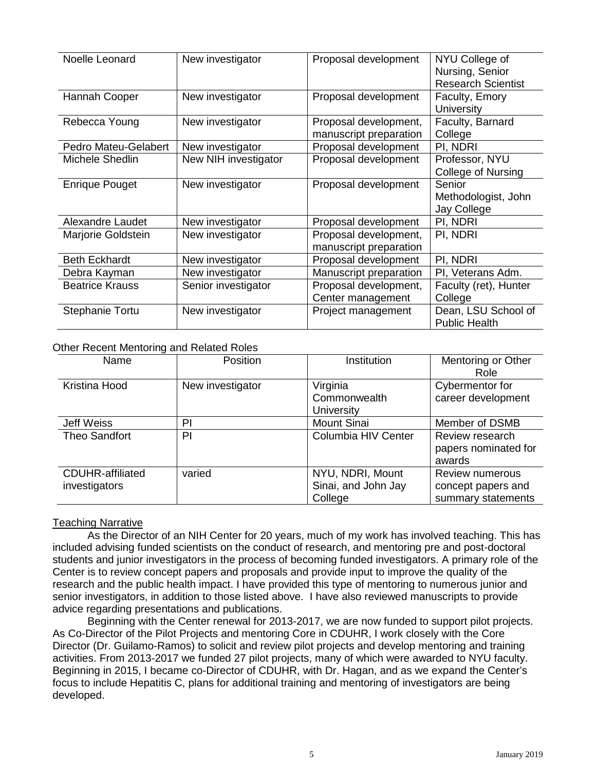| Noelle Leonard | New investigator | Proposal development | NYU College of Nursing, Senior Research Scientist |
|---|---|---|---|
| Hannah Cooper | New investigator | Proposal development | Faculty, Emory University |
| Rebecca Young | New investigator | Proposal development, manuscript preparation | Faculty, Barnard College |
| Pedro Mateu-Gelabert | New investigator | Proposal development | PI, NDRI |
| Michele Shedlin | New NIH investigator | Proposal development | Professor, NYU College of Nursing |
| Enrique Pouget | New investigator | Proposal development | Senior Methodologist, John Jay College |
| Alexandre Laudet | New investigator | Proposal development | PI, NDRI |
| Marjorie Goldstein | New investigator | Proposal development, manuscript preparation | PI, NDRI |
| Beth Eckhardt | New investigator | Proposal development | PI, NDRI |
| Debra Kayman | New investigator | Manuscript preparation | PI, Veterans Adm. |
| Beatrice Krauss | Senior investigator | Proposal development, Center management | Faculty (ret), Hunter College |
| Stephanie Tortu | New investigator | Project management | Dean, LSU School of Public Health |

Other Recent Mentoring and Related Roles

| Name | Position | Institution | Mentoring or Other Role |
|---|---|---|---|
| Kristina Hood | New investigator | Virginia Commonwealth University | Cybermentor for career development |
| Jeff Weiss | PI | Mount Sinai | Member of DSMB |
| Theo Sandfort | PI | Columbia HIV Center | Review research papers nominated for awards |
| CDUHR-affiliated investigators | varied | NYU, NDRI, Mount Sinai, and John Jay College | Review numerous concept papers and summary statements |

Teaching Narrative

As the Director of an NIH Center for 20 years, much of my work has involved teaching. This has included advising funded scientists on the conduct of research, and mentoring pre and post-doctoral students and junior investigators in the process of becoming funded investigators. A primary role of the Center is to review concept papers and proposals and provide input to improve the quality of the research and the public health impact. I have provided this type of mentoring to numerous junior and senior investigators, in addition to those listed above. I have also reviewed manuscripts to provide advice regarding presentations and publications.

Beginning with the Center renewal for 2013-2017, we are now funded to support pilot projects. As Co-Director of the Pilot Projects and mentoring Core in CDUHR, I work closely with the Core Director (Dr. Guilamo-Ramos) to solicit and review pilot projects and develop mentoring and training activities. From 2013-2017 we funded 27 pilot projects, many of which were awarded to NYU faculty. Beginning in 2015, I became co-Director of CDUHR, with Dr. Hagan, and as we expand the Center's focus to include Hepatitis C, plans for additional training and mentoring of investigators are being developed.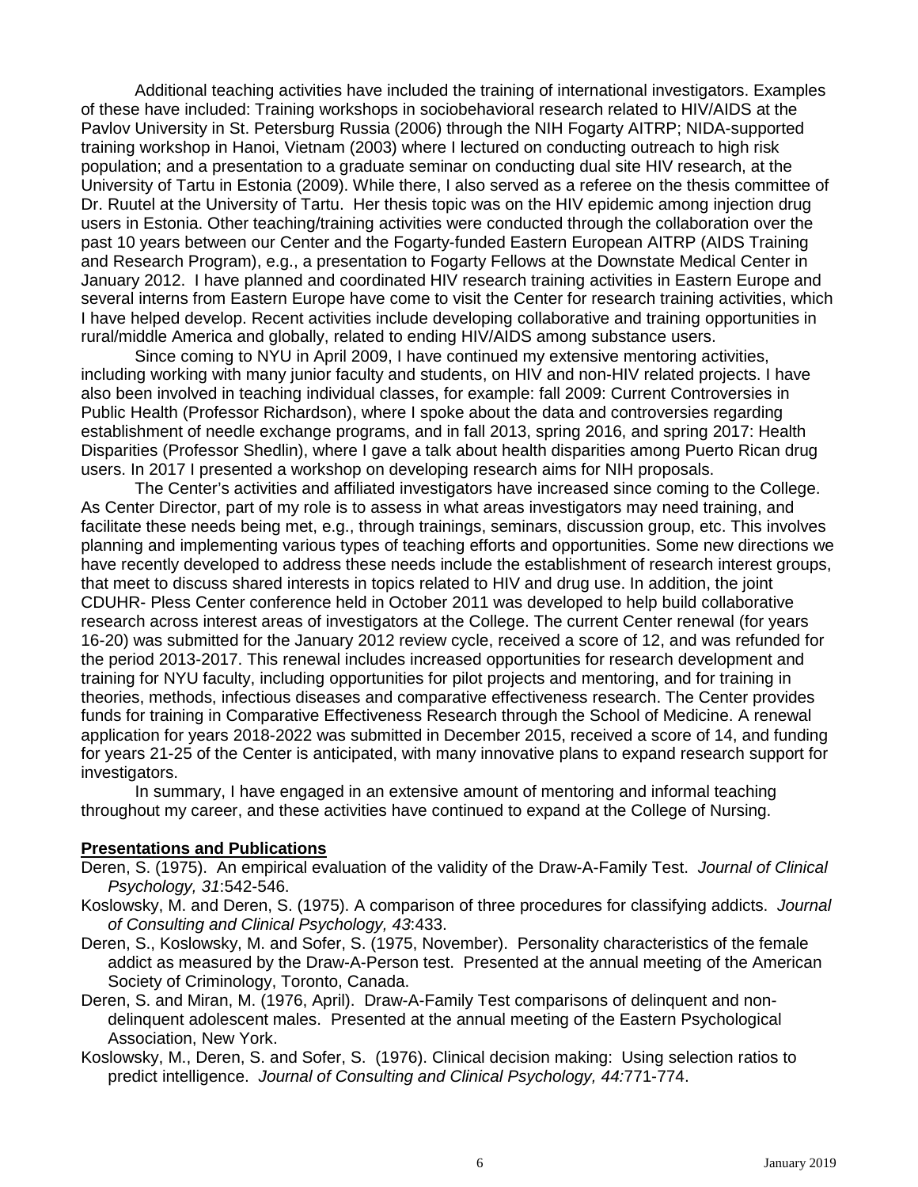Additional teaching activities have included the training of international investigators. Examples of these have included: Training workshops in sociobehavioral research related to HIV/AIDS at the Pavlov University in St. Petersburg Russia (2006) through the NIH Fogarty AITRP; NIDA-supported training workshop in Hanoi, Vietnam (2003) where I lectured on conducting outreach to high risk population; and a presentation to a graduate seminar on conducting dual site HIV research, at the University of Tartu in Estonia (2009). While there, I also served as a referee on the thesis committee of Dr. Ruutel at the University of Tartu. Her thesis topic was on the HIV epidemic among injection drug users in Estonia. Other teaching/training activities were conducted through the collaboration over the past 10 years between our Center and the Fogarty-funded Eastern European AITRP (AIDS Training and Research Program), e.g., a presentation to Fogarty Fellows at the Downstate Medical Center in January 2012. I have planned and coordinated HIV research training activities in Eastern Europe and several interns from Eastern Europe have come to visit the Center for research training activities, which I have helped develop. Recent activities include developing collaborative and training opportunities in rural/middle America and globally, related to ending HIV/AIDS among substance users.

Since coming to NYU in April 2009, I have continued my extensive mentoring activities, including working with many junior faculty and students, on HIV and non-HIV related projects. I have also been involved in teaching individual classes, for example: fall 2009: Current Controversies in Public Health (Professor Richardson), where I spoke about the data and controversies regarding establishment of needle exchange programs, and in fall 2013, spring 2016, and spring 2017: Health Disparities (Professor Shedlin), where I gave a talk about health disparities among Puerto Rican drug users. In 2017 I presented a workshop on developing research aims for NIH proposals.

The Center's activities and affiliated investigators have increased since coming to the College. As Center Director, part of my role is to assess in what areas investigators may need training, and facilitate these needs being met, e.g., through trainings, seminars, discussion group, etc. This involves planning and implementing various types of teaching efforts and opportunities. Some new directions we have recently developed to address these needs include the establishment of research interest groups, that meet to discuss shared interests in topics related to HIV and drug use. In addition, the joint CDUHR- Pless Center conference held in October 2011 was developed to help build collaborative research across interest areas of investigators at the College. The current Center renewal (for years 16-20) was submitted for the January 2012 review cycle, received a score of 12, and was refunded for the period 2013-2017. This renewal includes increased opportunities for research development and training for NYU faculty, including opportunities for pilot projects and mentoring, and for training in theories, methods, infectious diseases and comparative effectiveness research. The Center provides funds for training in Comparative Effectiveness Research through the School of Medicine. A renewal application for years 2018-2022 was submitted in December 2015, received a score of 14, and funding for years 21-25 of the Center is anticipated, with many innovative plans to expand research support for investigators.

In summary, I have engaged in an extensive amount of mentoring and informal teaching throughout my career, and these activities have continued to expand at the College of Nursing.

## Presentations and Publications

Deren, S. (1975). An empirical evaluation of the validity of the Draw-A-Family Test. *Journal of Clinical Psychology, 31*:542-546.

Koslowsky, M. and Deren, S. (1975). A comparison of three procedures for classifying addicts. *Journal of Consulting and Clinical Psychology, 43*:433.

Deren, S., Koslowsky, M. and Sofer, S. (1975, November). Personality characteristics of the female addict as measured by the Draw-A-Person test. Presented at the annual meeting of the American Society of Criminology, Toronto, Canada.

Deren, S. and Miran, M. (1976, April). Draw-A-Family Test comparisons of delinquent and non-delinquent adolescent males. Presented at the annual meeting of the Eastern Psychological Association, New York.

Koslowsky, M., Deren, S. and Sofer, S. (1976). Clinical decision making: Using selection ratios to predict intelligence. *Journal of Consulting and Clinical Psychology, 44:*771-774.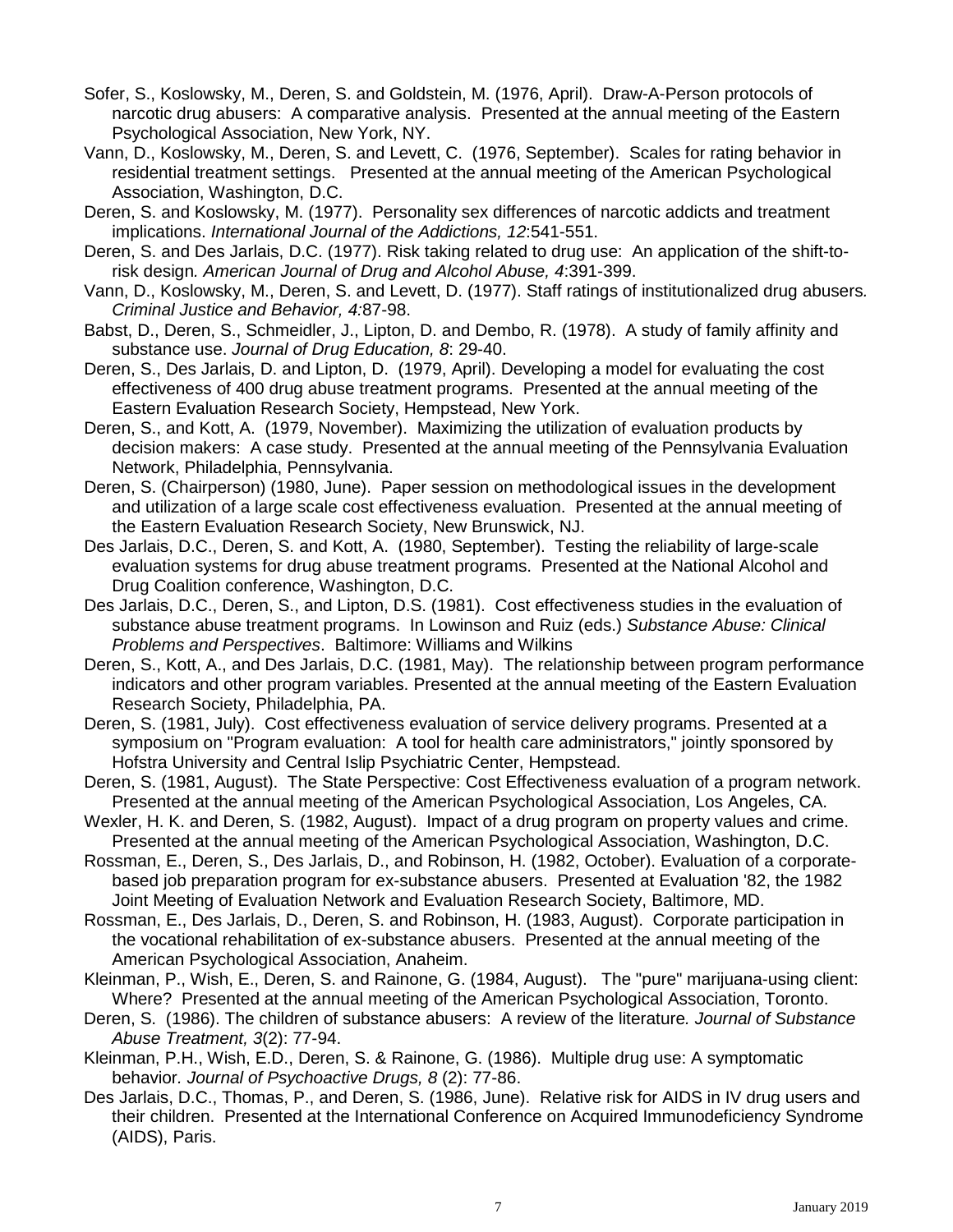Sofer, S., Koslowsky, M., Deren, S. and Goldstein, M. (1976, April). Draw-A-Person protocols of narcotic drug abusers: A comparative analysis. Presented at the annual meeting of the Eastern Psychological Association, New York, NY.

Vann, D., Koslowsky, M., Deren, S. and Levett, C. (1976, September). Scales for rating behavior in residential treatment settings. Presented at the annual meeting of the American Psychological Association, Washington, D.C.

Deren, S. and Koslowsky, M. (1977). Personality sex differences of narcotic addicts and treatment implications. *International Journal of the Addictions, 12*:541-551.

Deren, S. and Des Jarlais, D.C. (1977). Risk taking related to drug use: An application of the shift-to-risk design*. American Journal of Drug and Alcohol Abuse, 4*:391-399.

Vann, D., Koslowsky, M., Deren, S. and Levett, D. (1977). Staff ratings of institutionalized drug abusers*. Criminal Justice and Behavior, 4:*87-98.

Babst, D., Deren, S., Schmeidler, J., Lipton, D. and Dembo, R. (1978). A study of family affinity and substance use. *Journal of Drug Education, 8*: 29-40.

Deren, S., Des Jarlais, D. and Lipton, D. (1979, April). Developing a model for evaluating the cost effectiveness of 400 drug abuse treatment programs. Presented at the annual meeting of the Eastern Evaluation Research Society, Hempstead, New York.

Deren, S., and Kott, A. (1979, November). Maximizing the utilization of evaluation products by decision makers: A case study. Presented at the annual meeting of the Pennsylvania Evaluation Network, Philadelphia, Pennsylvania.

Deren, S. (Chairperson) (1980, June). Paper session on methodological issues in the development and utilization of a large scale cost effectiveness evaluation. Presented at the annual meeting of the Eastern Evaluation Research Society, New Brunswick, NJ.

Des Jarlais, D.C., Deren, S. and Kott, A. (1980, September). Testing the reliability of large-scale evaluation systems for drug abuse treatment programs. Presented at the National Alcohol and Drug Coalition conference, Washington, D.C.

Des Jarlais, D.C., Deren, S., and Lipton, D.S. (1981). Cost effectiveness studies in the evaluation of substance abuse treatment programs. In Lowinson and Ruiz (eds.) *Substance Abuse: Clinical Problems and Perspectives*. Baltimore: Williams and Wilkins

Deren, S., Kott, A., and Des Jarlais, D.C. (1981, May). The relationship between program performance indicators and other program variables. Presented at the annual meeting of the Eastern Evaluation Research Society, Philadelphia, PA.

Deren, S. (1981, July). Cost effectiveness evaluation of service delivery programs. Presented at a symposium on "Program evaluation: A tool for health care administrators," jointly sponsored by Hofstra University and Central Islip Psychiatric Center, Hempstead.

Deren, S. (1981, August). The State Perspective: Cost Effectiveness evaluation of a program network. Presented at the annual meeting of the American Psychological Association, Los Angeles, CA.

Wexler, H. K. and Deren, S. (1982, August). Impact of a drug program on property values and crime. Presented at the annual meeting of the American Psychological Association, Washington, D.C.

Rossman, E., Deren, S., Des Jarlais, D., and Robinson, H. (1982, October). Evaluation of a corporate-based job preparation program for ex-substance abusers. Presented at Evaluation '82, the 1982 Joint Meeting of Evaluation Network and Evaluation Research Society, Baltimore, MD.

Rossman, E., Des Jarlais, D., Deren, S. and Robinson, H. (1983, August). Corporate participation in the vocational rehabilitation of ex-substance abusers. Presented at the annual meeting of the American Psychological Association, Anaheim.

Kleinman, P., Wish, E., Deren, S. and Rainone, G. (1984, August). The "pure" marijuana-using client: Where? Presented at the annual meeting of the American Psychological Association, Toronto.

Deren, S. (1986). The children of substance abusers: A review of the literature*. Journal of Substance Abuse Treatment, 3*(2): 77-94.

Kleinman, P.H., Wish, E.D., Deren, S. & Rainone, G. (1986). Multiple drug use: A symptomatic behavior*. Journal of Psychoactive Drugs, 8* (2): 77-86.

Des Jarlais, D.C., Thomas, P., and Deren, S. (1986, June). Relative risk for AIDS in IV drug users and their children. Presented at the International Conference on Acquired Immunodeficiency Syndrome (AIDS), Paris.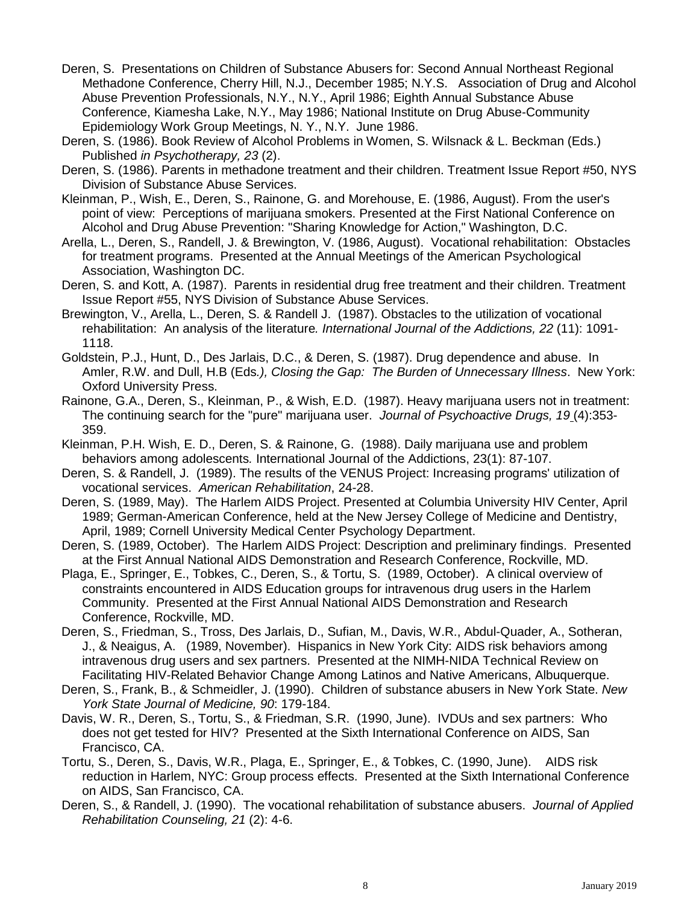Deren, S. Presentations on Children of Substance Abusers for: Second Annual Northeast Regional Methadone Conference, Cherry Hill, N.J., December 1985; N.Y.S. Association of Drug and Alcohol Abuse Prevention Professionals, N.Y., N.Y., April 1986; Eighth Annual Substance Abuse Conference, Kiamesha Lake, N.Y., May 1986; National Institute on Drug Abuse-Community Epidemiology Work Group Meetings, N. Y., N.Y. June 1986.

Deren, S. (1986). Book Review of Alcohol Problems in Women, S. Wilsnack & L. Beckman (Eds.) Published *in Psychotherapy, 23* (2).

Deren, S. (1986). Parents in methadone treatment and their children. Treatment Issue Report #50, NYS Division of Substance Abuse Services.

Kleinman, P., Wish, E., Deren, S., Rainone, G. and Morehouse, E. (1986, August). From the user's point of view: Perceptions of marijuana smokers. Presented at the First National Conference on Alcohol and Drug Abuse Prevention: "Sharing Knowledge for Action," Washington, D.C.

Arella, L., Deren, S., Randell, J. & Brewington, V. (1986, August). Vocational rehabilitation: Obstacles for treatment programs. Presented at the Annual Meetings of the American Psychological Association, Washington DC.

Deren, S. and Kott, A. (1987). Parents in residential drug free treatment and their children. Treatment Issue Report #55, NYS Division of Substance Abuse Services.

Brewington, V., Arella, L., Deren, S. & Randell J. (1987). Obstacles to the utilization of vocational rehabilitation: An analysis of the literature*. International Journal of the Addictions, 22* (11): 1091-1118.

Goldstein, P.J., Hunt, D., Des Jarlais, D.C., & Deren, S. (1987). Drug dependence and abuse. In Amler, R.W. and Dull, H.B (Eds*.), Closing the Gap: The Burden of Unnecessary Illness*. New York: Oxford University Press.

Rainone, G.A., Deren, S., Kleinman, P., & Wish, E.D. (1987). Heavy marijuana users not in treatment: The continuing search for the "pure" marijuana user. *Journal of Psychoactive Drugs, 19* (4):353-359.

Kleinman, P.H. Wish, E. D., Deren, S. & Rainone, G. (1988). Daily marijuana use and problem behaviors among adolescents*.* International Journal of the Addictions, 23(1): 87-107.

Deren, S. & Randell, J. (1989). The results of the VENUS Project: Increasing programs' utilization of vocational services. *American Rehabilitation*, 24-28.

Deren, S. (1989, May). The Harlem AIDS Project. Presented at Columbia University HIV Center, April 1989; German-American Conference, held at the New Jersey College of Medicine and Dentistry, April, 1989; Cornell University Medical Center Psychology Department.

Deren, S. (1989, October). The Harlem AIDS Project: Description and preliminary findings. Presented at the First Annual National AIDS Demonstration and Research Conference, Rockville, MD.

Plaga, E., Springer, E., Tobkes, C., Deren, S., & Tortu, S. (1989, October). A clinical overview of constraints encountered in AIDS Education groups for intravenous drug users in the Harlem Community. Presented at the First Annual National AIDS Demonstration and Research Conference, Rockville, MD.

Deren, S., Friedman, S., Tross, Des Jarlais, D., Sufian, M., Davis, W.R., Abdul-Quader, A., Sotheran, J., & Neaigus, A. (1989, November). Hispanics in New York City: AIDS risk behaviors among intravenous drug users and sex partners. Presented at the NIMH-NIDA Technical Review on Facilitating HIV-Related Behavior Change Among Latinos and Native Americans, Albuquerque.

Deren, S., Frank, B., & Schmeidler, J. (1990). Children of substance abusers in New York State. *New York State Journal of Medicine, 90*: 179-184.

Davis, W. R., Deren, S., Tortu, S., & Friedman, S.R. (1990, June). IVDUs and sex partners: Who does not get tested for HIV? Presented at the Sixth International Conference on AIDS, San Francisco, CA.

Tortu, S., Deren, S., Davis, W.R., Plaga, E., Springer, E., & Tobkes, C. (1990, June). AIDS risk reduction in Harlem, NYC: Group process effects. Presented at the Sixth International Conference on AIDS, San Francisco, CA.

Deren, S., & Randell, J. (1990). The vocational rehabilitation of substance abusers. *Journal of Applied Rehabilitation Counseling, 21* (2): 4-6.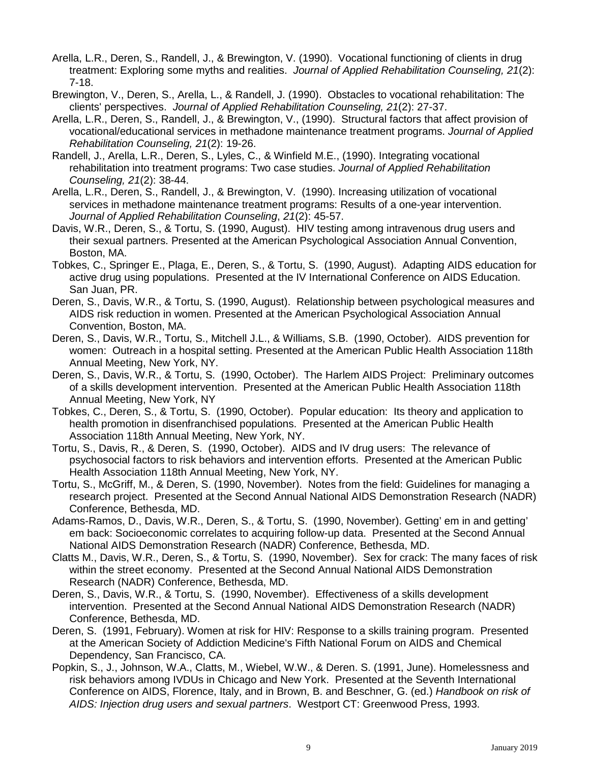Arella, L.R., Deren, S., Randell, J., & Brewington, V. (1990). Vocational functioning of clients in drug treatment: Exploring some myths and realities. *Journal of Applied Rehabilitation Counseling, 21*(2): 7-18.

Brewington, V., Deren, S., Arella, L., & Randell, J. (1990). Obstacles to vocational rehabilitation: The clients' perspectives. *Journal of Applied Rehabilitation Counseling, 21*(2): 27-37.

Arella, L.R., Deren, S., Randell, J., & Brewington, V., (1990). Structural factors that affect provision of vocational/educational services in methadone maintenance treatment programs. *Journal of Applied Rehabilitation Counseling, 21*(2): 19-26.

Randell, J., Arella, L.R., Deren, S., Lyles, C., & Winfield M.E., (1990). Integrating vocational rehabilitation into treatment programs: Two case studies. *Journal of Applied Rehabilitation Counseling, 21*(2): 38-44.

Arella, L.R., Deren, S., Randell, J., & Brewington, V. (1990). Increasing utilization of vocational services in methadone maintenance treatment programs: Results of a one-year intervention. *Journal of Applied Rehabilitation Counseling*, *21*(2): 45-57.

Davis, W.R., Deren, S., & Tortu, S. (1990, August). HIV testing among intravenous drug users and their sexual partners. Presented at the American Psychological Association Annual Convention, Boston, MA.

Tobkes, C., Springer E., Plaga, E., Deren, S., & Tortu, S. (1990, August). Adapting AIDS education for active drug using populations. Presented at the IV International Conference on AIDS Education. San Juan, PR.

Deren, S., Davis, W.R., & Tortu, S. (1990, August). Relationship between psychological measures and AIDS risk reduction in women. Presented at the American Psychological Association Annual Convention, Boston, MA.

Deren, S., Davis, W.R., Tortu, S., Mitchell J.L., & Williams, S.B. (1990, October). AIDS prevention for women: Outreach in a hospital setting. Presented at the American Public Health Association 118th Annual Meeting, New York, NY.

Deren, S., Davis, W.R., & Tortu, S. (1990, October). The Harlem AIDS Project: Preliminary outcomes of a skills development intervention. Presented at the American Public Health Association 118th Annual Meeting, New York, NY

Tobkes, C., Deren, S., & Tortu, S. (1990, October). Popular education: Its theory and application to health promotion in disenfranchised populations. Presented at the American Public Health Association 118th Annual Meeting, New York, NY.

Tortu, S., Davis, R., & Deren, S. (1990, October). AIDS and IV drug users: The relevance of psychosocial factors to risk behaviors and intervention efforts. Presented at the American Public Health Association 118th Annual Meeting, New York, NY.

Tortu, S., McGriff, M., & Deren, S. (1990, November). Notes from the field: Guidelines for managing a research project. Presented at the Second Annual National AIDS Demonstration Research (NADR) Conference, Bethesda, MD.

Adams-Ramos, D., Davis, W.R., Deren, S., & Tortu, S. (1990, November). Getting' em in and getting' em back: Socioeconomic correlates to acquiring follow-up data. Presented at the Second Annual National AIDS Demonstration Research (NADR) Conference, Bethesda, MD.

Clatts M., Davis, W.R., Deren, S., & Tortu, S. (1990, November). Sex for crack: The many faces of risk within the street economy. Presented at the Second Annual National AIDS Demonstration Research (NADR) Conference, Bethesda, MD.

Deren, S., Davis, W.R., & Tortu, S. (1990, November). Effectiveness of a skills development intervention. Presented at the Second Annual National AIDS Demonstration Research (NADR) Conference, Bethesda, MD.

Deren, S. (1991, February). Women at risk for HIV: Response to a skills training program. Presented at the American Society of Addiction Medicine's Fifth National Forum on AIDS and Chemical Dependency, San Francisco, CA.

Popkin, S., J., Johnson, W.A., Clatts, M., Wiebel, W.W., & Deren. S. (1991, June). Homelessness and risk behaviors among IVDUs in Chicago and New York. Presented at the Seventh International Conference on AIDS, Florence, Italy, and in Brown, B. and Beschner, G. (ed.) *Handbook on risk of AIDS: Injection drug users and sexual partners*. Westport CT: Greenwood Press, 1993.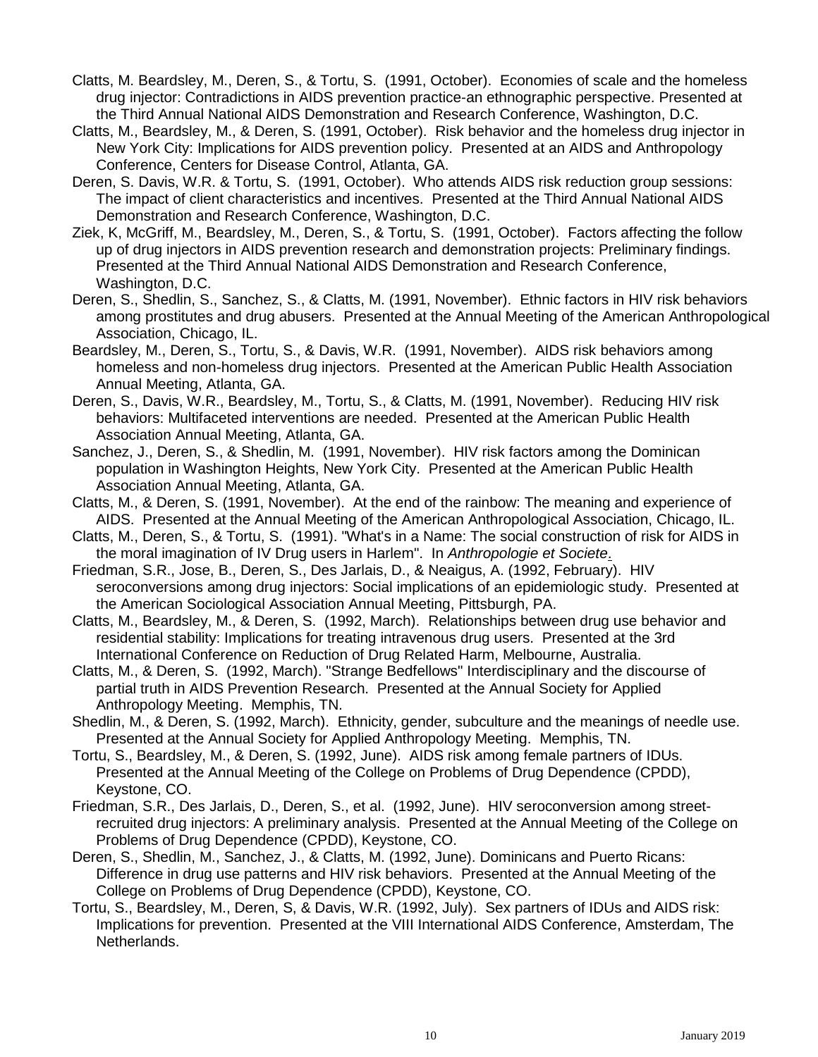Clatts, M. Beardsley, M., Deren, S., & Tortu, S. (1991, October). Economies of scale and the homeless drug injector: Contradictions in AIDS prevention practice-an ethnographic perspective. Presented at the Third Annual National AIDS Demonstration and Research Conference, Washington, D.C.

Clatts, M., Beardsley, M., & Deren, S. (1991, October). Risk behavior and the homeless drug injector in New York City: Implications for AIDS prevention policy. Presented at an AIDS and Anthropology Conference, Centers for Disease Control, Atlanta, GA.

Deren, S. Davis, W.R. & Tortu, S. (1991, October). Who attends AIDS risk reduction group sessions: The impact of client characteristics and incentives. Presented at the Third Annual National AIDS Demonstration and Research Conference, Washington, D.C.

Ziek, K, McGriff, M., Beardsley, M., Deren, S., & Tortu, S. (1991, October). Factors affecting the follow up of drug injectors in AIDS prevention research and demonstration projects: Preliminary findings. Presented at the Third Annual National AIDS Demonstration and Research Conference, Washington, D.C.

Deren, S., Shedlin, S., Sanchez, S., & Clatts, M. (1991, November). Ethnic factors in HIV risk behaviors among prostitutes and drug abusers. Presented at the Annual Meeting of the American Anthropological Association, Chicago, IL.

Beardsley, M., Deren, S., Tortu, S., & Davis, W.R. (1991, November). AIDS risk behaviors among homeless and non-homeless drug injectors. Presented at the American Public Health Association Annual Meeting, Atlanta, GA.

Deren, S., Davis, W.R., Beardsley, M., Tortu, S., & Clatts, M. (1991, November). Reducing HIV risk behaviors: Multifaceted interventions are needed. Presented at the American Public Health Association Annual Meeting, Atlanta, GA.

Sanchez, J., Deren, S., & Shedlin, M. (1991, November). HIV risk factors among the Dominican population in Washington Heights, New York City. Presented at the American Public Health Association Annual Meeting, Atlanta, GA.

Clatts, M., & Deren, S. (1991, November). At the end of the rainbow: The meaning and experience of AIDS. Presented at the Annual Meeting of the American Anthropological Association, Chicago, IL.

Clatts, M., Deren, S., & Tortu, S. (1991). "What's in a Name: The social construction of risk for AIDS in the moral imagination of IV Drug users in Harlem". In *Anthropologie et Societe*.

Friedman, S.R., Jose, B., Deren, S., Des Jarlais, D., & Neaigus, A. (1992, February). HIV seroconversions among drug injectors: Social implications of an epidemiologic study. Presented at the American Sociological Association Annual Meeting, Pittsburgh, PA.

Clatts, M., Beardsley, M., & Deren, S. (1992, March). Relationships between drug use behavior and residential stability: Implications for treating intravenous drug users. Presented at the 3rd International Conference on Reduction of Drug Related Harm, Melbourne, Australia.

Clatts, M., & Deren, S. (1992, March). "Strange Bedfellows" Interdisciplinary and the discourse of partial truth in AIDS Prevention Research. Presented at the Annual Society for Applied Anthropology Meeting. Memphis, TN.

Shedlin, M., & Deren, S. (1992, March). Ethnicity, gender, subculture and the meanings of needle use. Presented at the Annual Society for Applied Anthropology Meeting. Memphis, TN.

Tortu, S., Beardsley, M., & Deren, S. (1992, June). AIDS risk among female partners of IDUs. Presented at the Annual Meeting of the College on Problems of Drug Dependence (CPDD), Keystone, CO.

Friedman, S.R., Des Jarlais, D., Deren, S., et al. (1992, June). HIV seroconversion among street-recruited drug injectors: A preliminary analysis. Presented at the Annual Meeting of the College on Problems of Drug Dependence (CPDD), Keystone, CO.

Deren, S., Shedlin, M., Sanchez, J., & Clatts, M. (1992, June). Dominicans and Puerto Ricans: Difference in drug use patterns and HIV risk behaviors. Presented at the Annual Meeting of the College on Problems of Drug Dependence (CPDD), Keystone, CO.

Tortu, S., Beardsley, M., Deren, S, & Davis, W.R. (1992, July). Sex partners of IDUs and AIDS risk: Implications for prevention. Presented at the VIII International AIDS Conference, Amsterdam, The Netherlands.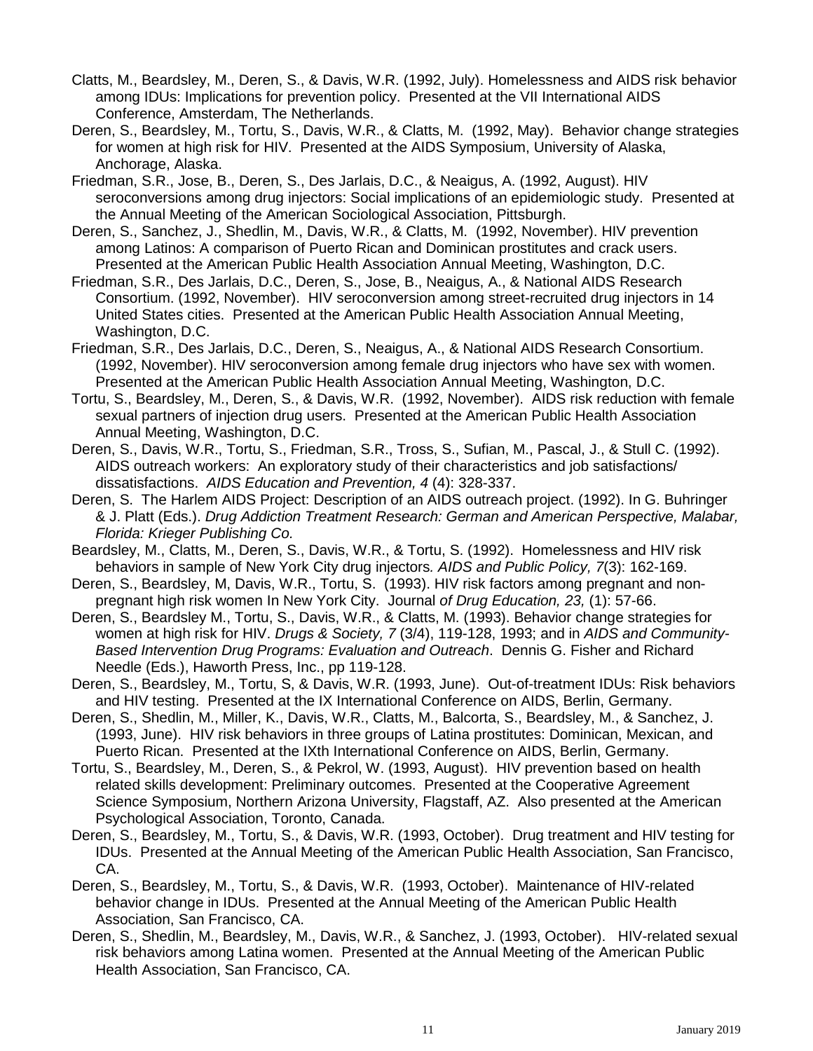Clatts, M., Beardsley, M., Deren, S., & Davis, W.R. (1992, July). Homelessness and AIDS risk behavior among IDUs: Implications for prevention policy. Presented at the VII International AIDS Conference, Amsterdam, The Netherlands.

Deren, S., Beardsley, M., Tortu, S., Davis, W.R., & Clatts, M. (1992, May). Behavior change strategies for women at high risk for HIV. Presented at the AIDS Symposium, University of Alaska, Anchorage, Alaska.

Friedman, S.R., Jose, B., Deren, S., Des Jarlais, D.C., & Neaigus, A. (1992, August). HIV seroconversions among drug injectors: Social implications of an epidemiologic study. Presented at the Annual Meeting of the American Sociological Association, Pittsburgh.

Deren, S., Sanchez, J., Shedlin, M., Davis, W.R., & Clatts, M. (1992, November). HIV prevention among Latinos: A comparison of Puerto Rican and Dominican prostitutes and crack users. Presented at the American Public Health Association Annual Meeting, Washington, D.C.

Friedman, S.R., Des Jarlais, D.C., Deren, S., Jose, B., Neaigus, A., & National AIDS Research Consortium. (1992, November). HIV seroconversion among street-recruited drug injectors in 14 United States cities. Presented at the American Public Health Association Annual Meeting, Washington, D.C.

Friedman, S.R., Des Jarlais, D.C., Deren, S., Neaigus, A., & National AIDS Research Consortium. (1992, November). HIV seroconversion among female drug injectors who have sex with women. Presented at the American Public Health Association Annual Meeting, Washington, D.C.

Tortu, S., Beardsley, M., Deren, S., & Davis, W.R. (1992, November). AIDS risk reduction with female sexual partners of injection drug users. Presented at the American Public Health Association Annual Meeting, Washington, D.C.

Deren, S., Davis, W.R., Tortu, S., Friedman, S.R., Tross, S., Sufian, M., Pascal, J., & Stull C. (1992). AIDS outreach workers: An exploratory study of their characteristics and job satisfactions/ dissatisfactions. *AIDS Education and Prevention, 4* (4): 328-337.

Deren, S. The Harlem AIDS Project: Description of an AIDS outreach project. (1992). In G. Buhringer & J. Platt (Eds.). *Drug Addiction Treatment Research: German and American Perspective, Malabar, Florida: Krieger Publishing Co.*

Beardsley, M., Clatts, M., Deren, S., Davis, W.R., & Tortu, S. (1992). Homelessness and HIV risk behaviors in sample of New York City drug injectors*. AIDS and Public Policy, 7*(3): 162-169.

Deren, S., Beardsley, M, Davis, W.R., Tortu, S. (1993). HIV risk factors among pregnant and non-pregnant high risk women In New York City. Journal *of Drug Education, 23,* (1): 57-66.

Deren, S., Beardsley M., Tortu, S., Davis, W.R., & Clatts, M. (1993). Behavior change strategies for women at high risk for HIV. *Drugs & Society, 7* (3/4), 119-128, 1993; and in *AIDS and Community-Based Intervention Drug Programs: Evaluation and Outreach*. Dennis G. Fisher and Richard Needle (Eds.), Haworth Press, Inc., pp 119-128.

Deren, S., Beardsley, M., Tortu, S, & Davis, W.R. (1993, June). Out-of-treatment IDUs: Risk behaviors and HIV testing. Presented at the IX International Conference on AIDS, Berlin, Germany.

Deren, S., Shedlin, M., Miller, K., Davis, W.R., Clatts, M., Balcorta, S., Beardsley, M., & Sanchez, J. (1993, June). HIV risk behaviors in three groups of Latina prostitutes: Dominican, Mexican, and Puerto Rican. Presented at the IXth International Conference on AIDS, Berlin, Germany.

Tortu, S., Beardsley, M., Deren, S., & Pekrol, W. (1993, August). HIV prevention based on health related skills development: Preliminary outcomes. Presented at the Cooperative Agreement Science Symposium, Northern Arizona University, Flagstaff, AZ. Also presented at the American Psychological Association, Toronto, Canada.

Deren, S., Beardsley, M., Tortu, S., & Davis, W.R. (1993, October). Drug treatment and HIV testing for IDUs. Presented at the Annual Meeting of the American Public Health Association, San Francisco, CA.

Deren, S., Beardsley, M., Tortu, S., & Davis, W.R. (1993, October). Maintenance of HIV-related behavior change in IDUs. Presented at the Annual Meeting of the American Public Health Association, San Francisco, CA.

Deren, S., Shedlin, M., Beardsley, M., Davis, W.R., & Sanchez, J. (1993, October). HIV-related sexual risk behaviors among Latina women. Presented at the Annual Meeting of the American Public Health Association, San Francisco, CA.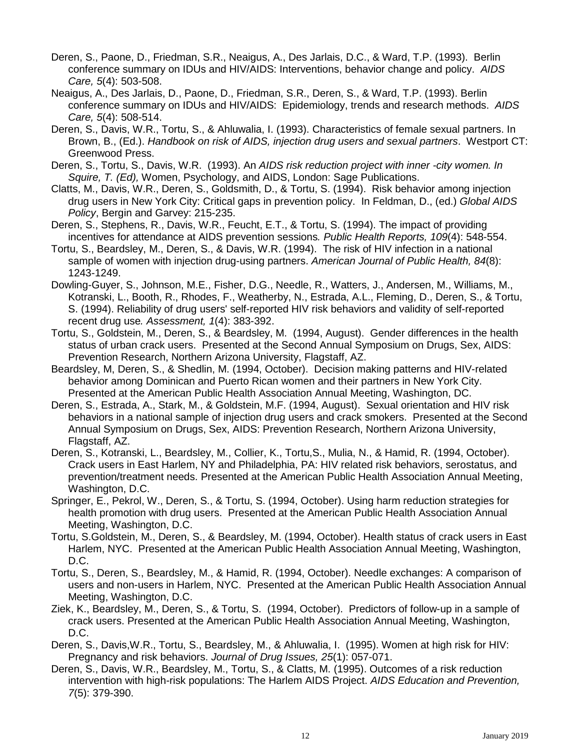Deren, S., Paone, D., Friedman, S.R., Neaigus, A., Des Jarlais, D.C., & Ward, T.P. (1993). Berlin conference summary on IDUs and HIV/AIDS: Interventions, behavior change and policy. *AIDS Care, 5*(4): 503-508.

Neaigus, A., Des Jarlais, D., Paone, D., Friedman, S.R., Deren, S., & Ward, T.P. (1993). Berlin conference summary on IDUs and HIV/AIDS: Epidemiology, trends and research methods. *AIDS Care, 5*(4): 508-514.

Deren, S., Davis, W.R., Tortu, S., & Ahluwalia, I. (1993). Characteristics of female sexual partners. In Brown, B., (Ed.). *Handbook on risk of AIDS, injection drug users and sexual partners*. Westport CT: Greenwood Press.

Deren, S., Tortu, S., Davis, W.R. (1993). An *AIDS risk reduction project with inner -city women. In Squire, T. (Ed),* Women, Psychology, and AIDS, London: Sage Publications.

Clatts, M., Davis, W.R., Deren, S., Goldsmith, D., & Tortu, S. (1994). Risk behavior among injection drug users in New York City: Critical gaps in prevention policy. In Feldman, D., (ed.) *Global AIDS Policy*, Bergin and Garvey: 215-235.

Deren, S., Stephens, R., Davis, W.R., Feucht, E.T., & Tortu, S. (1994). The impact of providing incentives for attendance at AIDS prevention sessions*. Public Health Reports, 109*(4): 548-554.

Tortu, S., Beardsley, M., Deren, S., & Davis, W.R. (1994). The risk of HIV infection in a national sample of women with injection drug-using partners. *American Journal of Public Health, 84*(8): 1243-1249.

Dowling-Guyer, S., Johnson, M.E., Fisher, D.G., Needle, R., Watters, J., Andersen, M., Williams, M., Kotranski, L., Booth, R., Rhodes, F., Weatherby, N., Estrada, A.L., Fleming, D., Deren, S., & Tortu, S. (1994). Reliability of drug users' self-reported HIV risk behaviors and validity of self-reported recent drug use*. Assessment, 1*(4): 383-392.

Tortu, S., Goldstein, M., Deren, S., & Beardsley, M. (1994, August). Gender differences in the health status of urban crack users. Presented at the Second Annual Symposium on Drugs, Sex, AIDS: Prevention Research, Northern Arizona University, Flagstaff, AZ.

Beardsley, M, Deren, S., & Shedlin, M. (1994, October). Decision making patterns and HIV-related behavior among Dominican and Puerto Rican women and their partners in New York City. Presented at the American Public Health Association Annual Meeting, Washington, DC.

Deren, S., Estrada, A., Stark, M., & Goldstein, M.F. (1994, August). Sexual orientation and HIV risk behaviors in a national sample of injection drug users and crack smokers. Presented at the Second Annual Symposium on Drugs, Sex, AIDS: Prevention Research, Northern Arizona University, Flagstaff, AZ.

Deren, S., Kotranski, L., Beardsley, M., Collier, K., Tortu,S., Mulia, N., & Hamid, R. (1994, October). Crack users in East Harlem, NY and Philadelphia, PA: HIV related risk behaviors, serostatus, and prevention/treatment needs. Presented at the American Public Health Association Annual Meeting, Washington, D.C.

Springer, E., Pekrol, W., Deren, S., & Tortu, S. (1994, October). Using harm reduction strategies for health promotion with drug users. Presented at the American Public Health Association Annual Meeting, Washington, D.C.

Tortu, S.Goldstein, M., Deren, S., & Beardsley, M. (1994, October). Health status of crack users in East Harlem, NYC. Presented at the American Public Health Association Annual Meeting, Washington, D.C.

Tortu, S., Deren, S., Beardsley, M., & Hamid, R. (1994, October). Needle exchanges: A comparison of users and non-users in Harlem, NYC. Presented at the American Public Health Association Annual Meeting, Washington, D.C.

Ziek, K., Beardsley, M., Deren, S., & Tortu, S. (1994, October). Predictors of follow-up in a sample of crack users. Presented at the American Public Health Association Annual Meeting, Washington, D.C.

Deren, S., Davis,W.R., Tortu, S., Beardsley, M., & Ahluwalia, I. (1995). Women at high risk for HIV: Pregnancy and risk behaviors. *Journal of Drug Issues, 25*(1): 057-071.

Deren, S., Davis, W.R., Beardsley, M., Tortu, S., & Clatts, M. (1995). Outcomes of a risk reduction intervention with high-risk populations: The Harlem AIDS Project. *AIDS Education and Prevention, 7*(5): 379-390.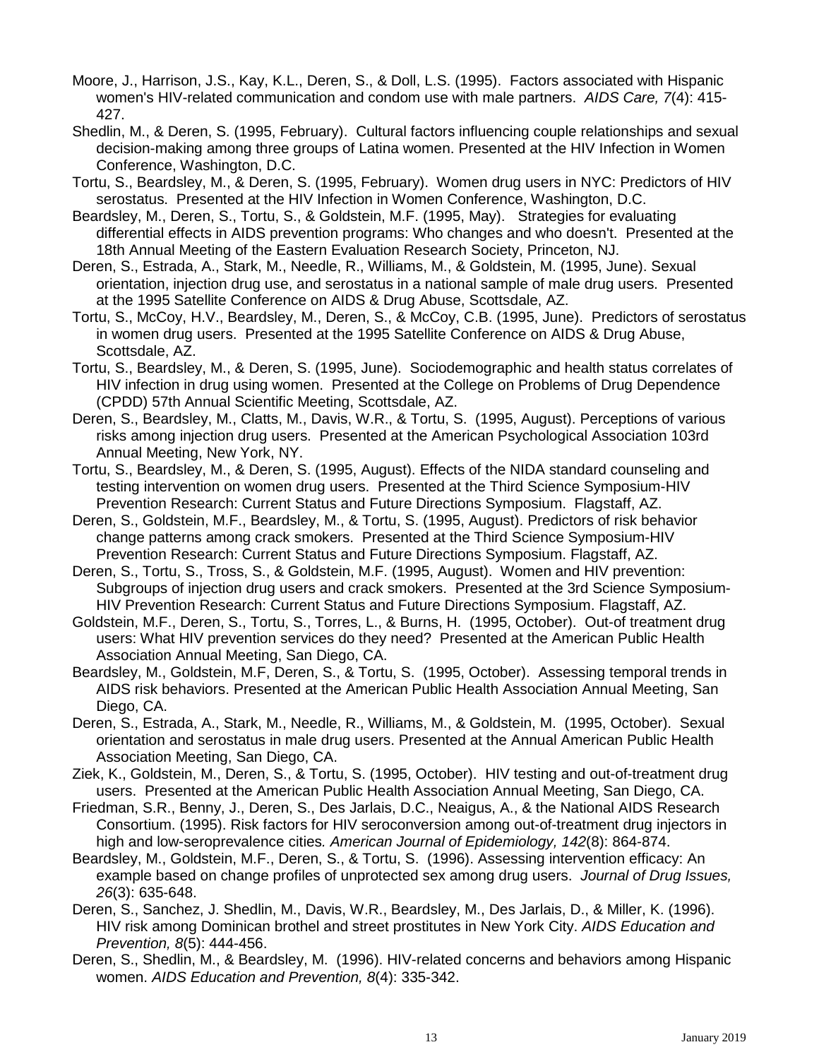Moore, J., Harrison, J.S., Kay, K.L., Deren, S., & Doll, L.S. (1995). Factors associated with Hispanic women's HIV-related communication and condom use with male partners. *AIDS Care, 7*(4): 415-427.

Shedlin, M., & Deren, S. (1995, February). Cultural factors influencing couple relationships and sexual decision-making among three groups of Latina women. Presented at the HIV Infection in Women Conference, Washington, D.C.

Tortu, S., Beardsley, M., & Deren, S. (1995, February). Women drug users in NYC: Predictors of HIV serostatus. Presented at the HIV Infection in Women Conference, Washington, D.C.

Beardsley, M., Deren, S., Tortu, S., & Goldstein, M.F. (1995, May). Strategies for evaluating differential effects in AIDS prevention programs: Who changes and who doesn't. Presented at the 18th Annual Meeting of the Eastern Evaluation Research Society, Princeton, NJ.

Deren, S., Estrada, A., Stark, M., Needle, R., Williams, M., & Goldstein, M. (1995, June). Sexual orientation, injection drug use, and serostatus in a national sample of male drug users. Presented at the 1995 Satellite Conference on AIDS & Drug Abuse, Scottsdale, AZ.

Tortu, S., McCoy, H.V., Beardsley, M., Deren, S., & McCoy, C.B. (1995, June). Predictors of serostatus in women drug users. Presented at the 1995 Satellite Conference on AIDS & Drug Abuse, Scottsdale, AZ.

Tortu, S., Beardsley, M., & Deren, S. (1995, June). Sociodemographic and health status correlates of HIV infection in drug using women. Presented at the College on Problems of Drug Dependence (CPDD) 57th Annual Scientific Meeting, Scottsdale, AZ.

Deren, S., Beardsley, M., Clatts, M., Davis, W.R., & Tortu, S. (1995, August). Perceptions of various risks among injection drug users. Presented at the American Psychological Association 103rd Annual Meeting, New York, NY.

Tortu, S., Beardsley, M., & Deren, S. (1995, August). Effects of the NIDA standard counseling and testing intervention on women drug users. Presented at the Third Science Symposium-HIV Prevention Research: Current Status and Future Directions Symposium. Flagstaff, AZ.

Deren, S., Goldstein, M.F., Beardsley, M., & Tortu, S. (1995, August). Predictors of risk behavior change patterns among crack smokers. Presented at the Third Science Symposium-HIV Prevention Research: Current Status and Future Directions Symposium. Flagstaff, AZ.

Deren, S., Tortu, S., Tross, S., & Goldstein, M.F. (1995, August). Women and HIV prevention: Subgroups of injection drug users and crack smokers. Presented at the 3rd Science Symposium-HIV Prevention Research: Current Status and Future Directions Symposium. Flagstaff, AZ.

Goldstein, M.F., Deren, S., Tortu, S., Torres, L., & Burns, H. (1995, October). Out-of treatment drug users: What HIV prevention services do they need? Presented at the American Public Health Association Annual Meeting, San Diego, CA.

Beardsley, M., Goldstein, M.F, Deren, S., & Tortu, S. (1995, October). Assessing temporal trends in AIDS risk behaviors. Presented at the American Public Health Association Annual Meeting, San Diego, CA.

Deren, S., Estrada, A., Stark, M., Needle, R., Williams, M., & Goldstein, M. (1995, October). Sexual orientation and serostatus in male drug users. Presented at the Annual American Public Health Association Meeting, San Diego, CA.

Ziek, K., Goldstein, M., Deren, S., & Tortu, S. (1995, October). HIV testing and out-of-treatment drug users. Presented at the American Public Health Association Annual Meeting, San Diego, CA.

Friedman, S.R., Benny, J., Deren, S., Des Jarlais, D.C., Neaigus, A., & the National AIDS Research Consortium. (1995). Risk factors for HIV seroconversion among out-of-treatment drug injectors in high and low-seroprevalence cities*. American Journal of Epidemiology, 142*(8): 864-874.

Beardsley, M., Goldstein, M.F., Deren, S., & Tortu, S. (1996). Assessing intervention efficacy: An example based on change profiles of unprotected sex among drug users. *Journal of Drug Issues, 26*(3): 635-648.

Deren, S., Sanchez, J. Shedlin, M., Davis, W.R., Beardsley, M., Des Jarlais, D., & Miller, K. (1996). HIV risk among Dominican brothel and street prostitutes in New York City. *AIDS Education and Prevention, 8*(5): 444-456.

Deren, S., Shedlin, M., & Beardsley, M. (1996). HIV-related concerns and behaviors among Hispanic women. *AIDS Education and Prevention, 8*(4): 335-342.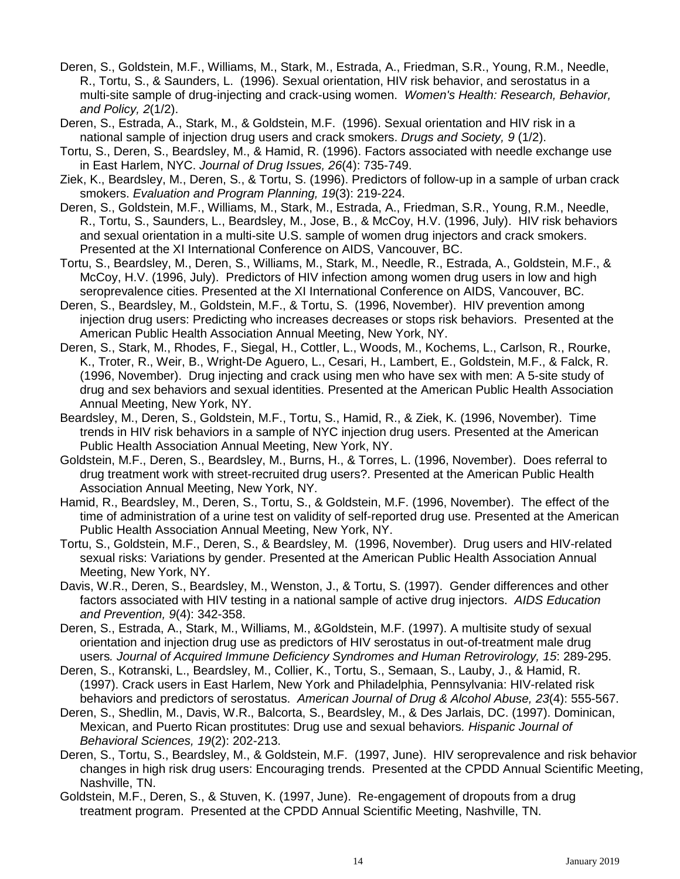Deren, S., Goldstein, M.F., Williams, M., Stark, M., Estrada, A., Friedman, S.R., Young, R.M., Needle, R., Tortu, S., & Saunders, L. (1996). Sexual orientation, HIV risk behavior, and serostatus in a multi-site sample of drug-injecting and crack-using women. *Women's Health: Research, Behavior, and Policy, 2*(1/2).

Deren, S., Estrada, A., Stark, M., & Goldstein, M.F. (1996). Sexual orientation and HIV risk in a national sample of injection drug users and crack smokers. *Drugs and Society, 9* (1/2).

Tortu, S., Deren, S., Beardsley, M., & Hamid, R. (1996). Factors associated with needle exchange use in East Harlem, NYC. *Journal of Drug Issues, 26*(4): 735-749.

Ziek, K., Beardsley, M., Deren, S., & Tortu, S. (1996). Predictors of follow-up in a sample of urban crack smokers. *Evaluation and Program Planning, 19*(3): 219-224.

Deren, S., Goldstein, M.F., Williams, M., Stark, M., Estrada, A., Friedman, S.R., Young, R.M., Needle, R., Tortu, S., Saunders, L., Beardsley, M., Jose, B., & McCoy, H.V. (1996, July). HIV risk behaviors and sexual orientation in a multi-site U.S. sample of women drug injectors and crack smokers. Presented at the XI International Conference on AIDS, Vancouver, BC.

Tortu, S., Beardsley, M., Deren, S., Williams, M., Stark, M., Needle, R., Estrada, A., Goldstein, M.F., & McCoy, H.V. (1996, July). Predictors of HIV infection among women drug users in low and high seroprevalence cities. Presented at the XI International Conference on AIDS, Vancouver, BC.

Deren, S., Beardsley, M., Goldstein, M.F., & Tortu, S. (1996, November). HIV prevention among injection drug users: Predicting who increases decreases or stops risk behaviors. Presented at the American Public Health Association Annual Meeting, New York, NY.

Deren, S., Stark, M., Rhodes, F., Siegal, H., Cottler, L., Woods, M., Kochems, L., Carlson, R., Rourke, K., Troter, R., Weir, B., Wright-De Aguero, L., Cesari, H., Lambert, E., Goldstein, M.F., & Falck, R. (1996, November). Drug injecting and crack using men who have sex with men: A 5-site study of drug and sex behaviors and sexual identities. Presented at the American Public Health Association Annual Meeting, New York, NY.

Beardsley, M., Deren, S., Goldstein, M.F., Tortu, S., Hamid, R., & Ziek, K. (1996, November). Time trends in HIV risk behaviors in a sample of NYC injection drug users. Presented at the American Public Health Association Annual Meeting, New York, NY.

Goldstein, M.F., Deren, S., Beardsley, M., Burns, H., & Torres, L. (1996, November). Does referral to drug treatment work with street-recruited drug users?. Presented at the American Public Health Association Annual Meeting, New York, NY.

Hamid, R., Beardsley, M., Deren, S., Tortu, S., & Goldstein, M.F. (1996, November). The effect of the time of administration of a urine test on validity of self-reported drug use. Presented at the American Public Health Association Annual Meeting, New York, NY.

Tortu, S., Goldstein, M.F., Deren, S., & Beardsley, M. (1996, November). Drug users and HIV-related sexual risks: Variations by gender. Presented at the American Public Health Association Annual Meeting, New York, NY.

Davis, W.R., Deren, S., Beardsley, M., Wenston, J., & Tortu, S. (1997). Gender differences and other factors associated with HIV testing in a national sample of active drug injectors. *AIDS Education and Prevention, 9*(4): 342-358.

Deren, S., Estrada, A., Stark, M., Williams, M., &Goldstein, M.F. (1997). A multisite study of sexual orientation and injection drug use as predictors of HIV serostatus in out-of-treatment male drug users*. Journal of Acquired Immune Deficiency Syndromes and Human Retrovirology, 15*: 289-295.

Deren, S., Kotranski, L., Beardsley, M., Collier, K., Tortu, S., Semaan, S., Lauby, J., & Hamid, R. (1997). Crack users in East Harlem, New York and Philadelphia, Pennsylvania: HIV-related risk behaviors and predictors of serostatus. *American Journal of Drug & Alcohol Abuse, 23*(4): 555-567.

Deren, S., Shedlin, M., Davis, W.R., Balcorta, S., Beardsley, M., & Des Jarlais, DC. (1997). Dominican, Mexican, and Puerto Rican prostitutes: Drug use and sexual behaviors*. Hispanic Journal of Behavioral Sciences, 19*(2): 202-213.

Deren, S., Tortu, S., Beardsley, M., & Goldstein, M.F. (1997, June). HIV seroprevalence and risk behavior changes in high risk drug users: Encouraging trends. Presented at the CPDD Annual Scientific Meeting, Nashville, TN.

Goldstein, M.F., Deren, S., & Stuven, K. (1997, June). Re-engagement of dropouts from a drug treatment program. Presented at the CPDD Annual Scientific Meeting, Nashville, TN.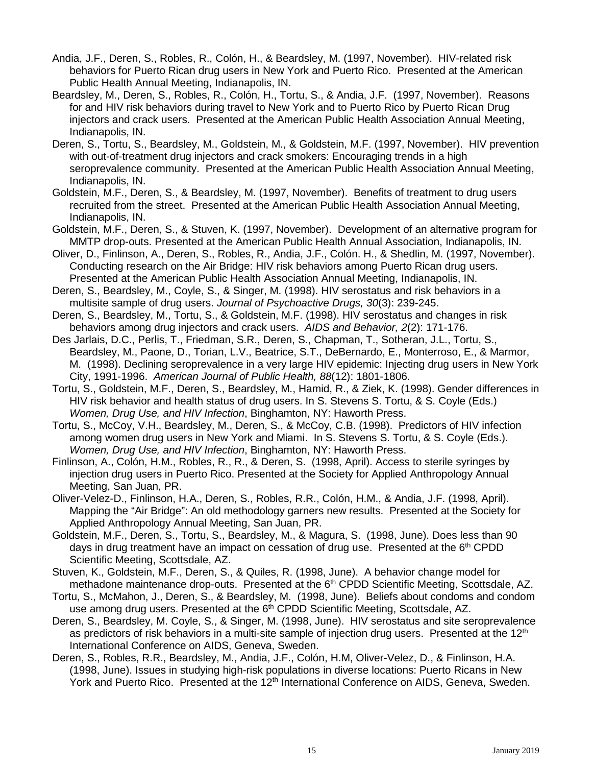Andia, J.F., Deren, S., Robles, R., Colón, H., & Beardsley, M. (1997, November). HIV-related risk behaviors for Puerto Rican drug users in New York and Puerto Rico. Presented at the American Public Health Annual Meeting, Indianapolis, IN.

Beardsley, M., Deren, S., Robles, R., Colón, H., Tortu, S., & Andia, J.F. (1997, November). Reasons for and HIV risk behaviors during travel to New York and to Puerto Rico by Puerto Rican Drug injectors and crack users. Presented at the American Public Health Association Annual Meeting, Indianapolis, IN.

Deren, S., Tortu, S., Beardsley, M., Goldstein, M., & Goldstein, M.F. (1997, November). HIV prevention with out-of-treatment drug injectors and crack smokers: Encouraging trends in a high seroprevalence community. Presented at the American Public Health Association Annual Meeting, Indianapolis, IN.

Goldstein, M.F., Deren, S., & Beardsley, M. (1997, November). Benefits of treatment to drug users recruited from the street. Presented at the American Public Health Association Annual Meeting, Indianapolis, IN.

Goldstein, M.F., Deren, S., & Stuven, K. (1997, November). Development of an alternative program for MMTP drop-outs. Presented at the American Public Health Annual Association, Indianapolis, IN.

Oliver, D., Finlinson, A., Deren, S., Robles, R., Andia, J.F., Colón. H., & Shedlin, M. (1997, November). Conducting research on the Air Bridge: HIV risk behaviors among Puerto Rican drug users. Presented at the American Public Health Association Annual Meeting, Indianapolis, IN.

Deren, S., Beardsley, M., Coyle, S., & Singer, M. (1998). HIV serostatus and risk behaviors in a multisite sample of drug users. *Journal of Psychoactive Drugs, 30*(3): 239-245.

Deren, S., Beardsley, M., Tortu, S., & Goldstein, M.F. (1998). HIV serostatus and changes in risk behaviors among drug injectors and crack users. *AIDS and Behavior, 2*(2): 171-176.

Des Jarlais, D.C., Perlis, T., Friedman, S.R., Deren, S., Chapman, T., Sotheran, J.L., Tortu, S., Beardsley, M., Paone, D., Torian, L.V., Beatrice, S.T., DeBernardo, E., Monterroso, E., & Marmor, M. (1998). Declining seroprevalence in a very large HIV epidemic: Injecting drug users in New York City, 1991-1996. *American Journal of Public Health, 88*(12): 1801-1806.

Tortu, S., Goldstein, M.F., Deren, S., Beardsley, M., Hamid, R., & Ziek, K. (1998). Gender differences in HIV risk behavior and health status of drug users. In S. Stevens S. Tortu, & S. Coyle (Eds.) *Women, Drug Use, and HIV Infection*, Binghamton, NY: Haworth Press.

Tortu, S., McCoy, V.H., Beardsley, M., Deren, S., & McCoy, C.B. (1998). Predictors of HIV infection among women drug users in New York and Miami. In S. Stevens S. Tortu, & S. Coyle (Eds.). *Women, Drug Use, and HIV Infection*, Binghamton, NY: Haworth Press.

Finlinson, A., Colón, H.M., Robles, R., R., & Deren, S. (1998, April). Access to sterile syringes by injection drug users in Puerto Rico. Presented at the Society for Applied Anthropology Annual Meeting, San Juan, PR.

Oliver-Velez-D., Finlinson, H.A., Deren, S., Robles, R.R., Colón, H.M., & Andia, J.F. (1998, April). Mapping the "Air Bridge": An old methodology garners new results. Presented at the Society for Applied Anthropology Annual Meeting, San Juan, PR.

Goldstein, M.F., Deren, S., Tortu, S., Beardsley, M., & Magura, S. (1998, June). Does less than 90 days in drug treatment have an impact on cessation of drug use. Presented at the 6th CPDD Scientific Meeting, Scottsdale, AZ.

Stuven, K., Goldstein, M.F., Deren, S., & Quiles, R. (1998, June). A behavior change model for methadone maintenance drop-outs. Presented at the 6th CPDD Scientific Meeting, Scottsdale, AZ.

Tortu, S., McMahon, J., Deren, S., & Beardsley, M. (1998, June). Beliefs about condoms and condom use among drug users. Presented at the 6th CPDD Scientific Meeting, Scottsdale, AZ.

Deren, S., Beardsley, M. Coyle, S., & Singer, M. (1998, June). HIV serostatus and site seroprevalence as predictors of risk behaviors in a multi-site sample of injection drug users. Presented at the 12th International Conference on AIDS, Geneva, Sweden.

Deren, S., Robles, R.R., Beardsley, M., Andia, J.F., Colón, H.M, Oliver-Velez, D., & Finlinson, H.A. (1998, June). Issues in studying high-risk populations in diverse locations: Puerto Ricans in New York and Puerto Rico. Presented at the 12th International Conference on AIDS, Geneva, Sweden.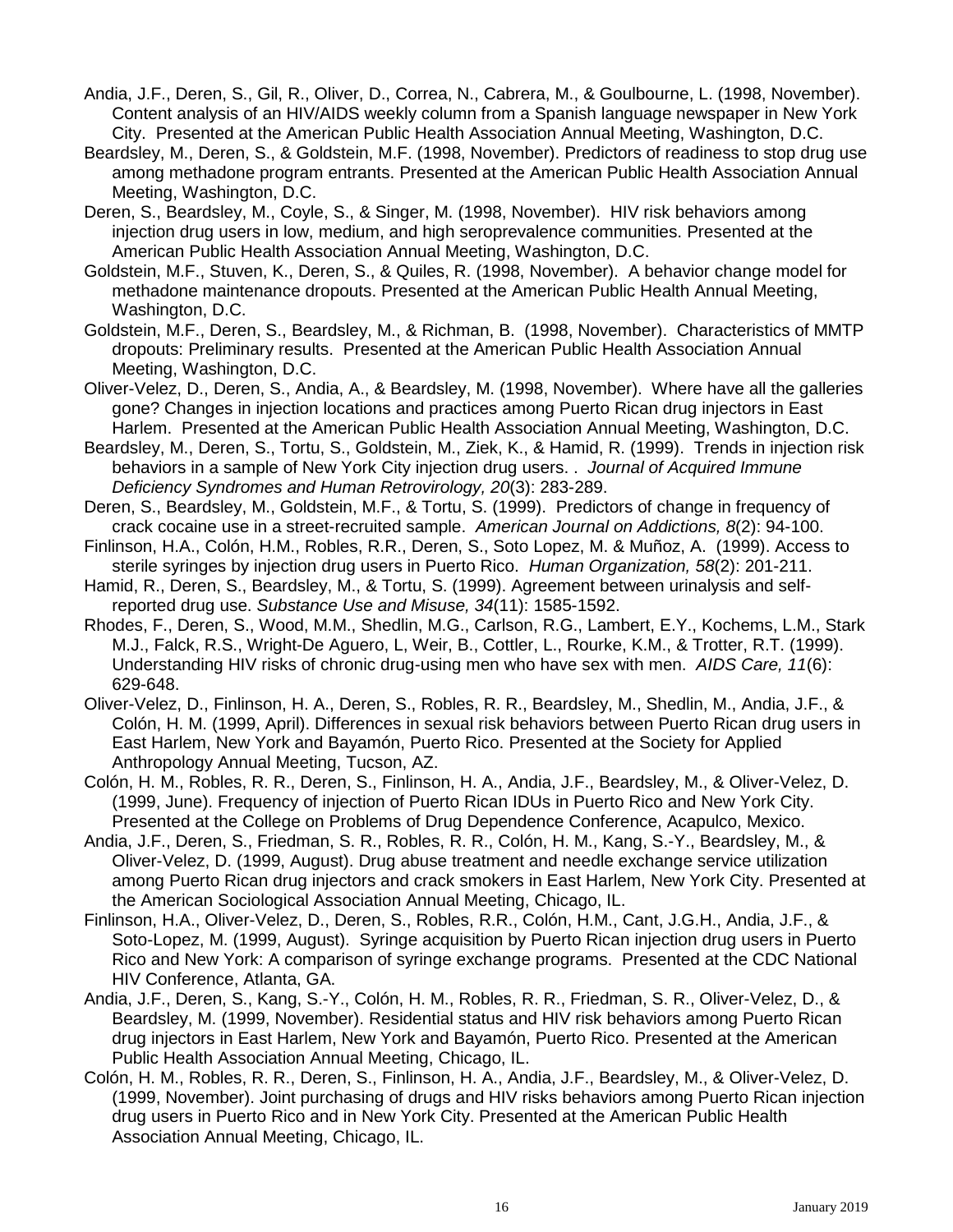Andia, J.F., Deren, S., Gil, R., Oliver, D., Correa, N., Cabrera, M., & Goulbourne, L. (1998, November). Content analysis of an HIV/AIDS weekly column from a Spanish language newspaper in New York City. Presented at the American Public Health Association Annual Meeting, Washington, D.C.

Beardsley, M., Deren, S., & Goldstein, M.F. (1998, November). Predictors of readiness to stop drug use among methadone program entrants. Presented at the American Public Health Association Annual Meeting, Washington, D.C.

Deren, S., Beardsley, M., Coyle, S., & Singer, M. (1998, November). HIV risk behaviors among injection drug users in low, medium, and high seroprevalence communities. Presented at the American Public Health Association Annual Meeting, Washington, D.C.

Goldstein, M.F., Stuven, K., Deren, S., & Quiles, R. (1998, November). A behavior change model for methadone maintenance dropouts. Presented at the American Public Health Annual Meeting, Washington, D.C.

Goldstein, M.F., Deren, S., Beardsley, M., & Richman, B. (1998, November). Characteristics of MMTP dropouts: Preliminary results. Presented at the American Public Health Association Annual Meeting, Washington, D.C.

Oliver-Velez, D., Deren, S., Andia, A., & Beardsley, M. (1998, November). Where have all the galleries gone? Changes in injection locations and practices among Puerto Rican drug injectors in East Harlem. Presented at the American Public Health Association Annual Meeting, Washington, D.C.

Beardsley, M., Deren, S., Tortu, S., Goldstein, M., Ziek, K., & Hamid, R. (1999). Trends in injection risk behaviors in a sample of New York City injection drug users. . *Journal of Acquired Immune Deficiency Syndromes and Human Retrovirology, 20*(3): 283-289.

Deren, S., Beardsley, M., Goldstein, M.F., & Tortu, S. (1999). Predictors of change in frequency of crack cocaine use in a street-recruited sample. *American Journal on Addictions, 8*(2): 94-100.

Finlinson, H.A., Colón, H.M., Robles, R.R., Deren, S., Soto Lopez, M. & Muñoz, A. (1999). Access to sterile syringes by injection drug users in Puerto Rico. *Human Organization, 58*(2): 201-211.

Hamid, R., Deren, S., Beardsley, M., & Tortu, S. (1999). Agreement between urinalysis and self-reported drug use. *Substance Use and Misuse, 34*(11): 1585-1592.

Rhodes, F., Deren, S., Wood, M.M., Shedlin, M.G., Carlson, R.G., Lambert, E.Y., Kochems, L.M., Stark M.J., Falck, R.S., Wright-De Aguero, L, Weir, B., Cottler, L., Rourke, K.M., & Trotter, R.T. (1999). Understanding HIV risks of chronic drug-using men who have sex with men. *AIDS Care, 11*(6): 629-648.

Oliver-Velez, D., Finlinson, H. A., Deren, S., Robles, R. R., Beardsley, M., Shedlin, M., Andia, J.F., & Colón, H. M. (1999, April). Differences in sexual risk behaviors between Puerto Rican drug users in East Harlem, New York and Bayamón, Puerto Rico. Presented at the Society for Applied Anthropology Annual Meeting, Tucson, AZ.

Colón, H. M., Robles, R. R., Deren, S., Finlinson, H. A., Andia, J.F., Beardsley, M., & Oliver-Velez, D. (1999, June). Frequency of injection of Puerto Rican IDUs in Puerto Rico and New York City. Presented at the College on Problems of Drug Dependence Conference, Acapulco, Mexico.

Andia, J.F., Deren, S., Friedman, S. R., Robles, R. R., Colón, H. M., Kang, S.-Y., Beardsley, M., & Oliver-Velez, D. (1999, August). Drug abuse treatment and needle exchange service utilization among Puerto Rican drug injectors and crack smokers in East Harlem, New York City. Presented at the American Sociological Association Annual Meeting, Chicago, IL.

Finlinson, H.A., Oliver-Velez, D., Deren, S., Robles, R.R., Colón, H.M., Cant, J.G.H., Andia, J.F., & Soto-Lopez, M. (1999, August). Syringe acquisition by Puerto Rican injection drug users in Puerto Rico and New York: A comparison of syringe exchange programs. Presented at the CDC National HIV Conference, Atlanta, GA.

Andia, J.F., Deren, S., Kang, S.-Y., Colón, H. M., Robles, R. R., Friedman, S. R., Oliver-Velez, D., & Beardsley, M. (1999, November). Residential status and HIV risk behaviors among Puerto Rican drug injectors in East Harlem, New York and Bayamón, Puerto Rico. Presented at the American Public Health Association Annual Meeting, Chicago, IL.

Colón, H. M., Robles, R. R., Deren, S., Finlinson, H. A., Andia, J.F., Beardsley, M., & Oliver-Velez, D. (1999, November). Joint purchasing of drugs and HIV risks behaviors among Puerto Rican injection drug users in Puerto Rico and in New York City. Presented at the American Public Health Association Annual Meeting, Chicago, IL.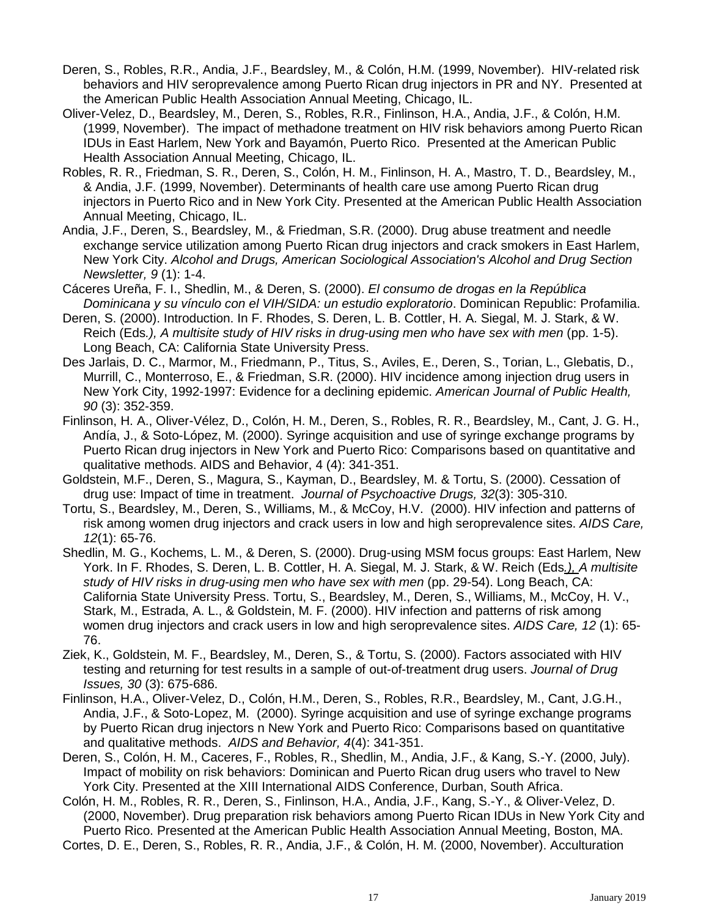Deren, S., Robles, R.R., Andia, J.F., Beardsley, M., & Colón, H.M. (1999, November). HIV-related risk behaviors and HIV seroprevalence among Puerto Rican drug injectors in PR and NY. Presented at the American Public Health Association Annual Meeting, Chicago, IL.

Oliver-Velez, D., Beardsley, M., Deren, S., Robles, R.R., Finlinson, H.A., Andia, J.F., & Colón, H.M. (1999, November). The impact of methadone treatment on HIV risk behaviors among Puerto Rican IDUs in East Harlem, New York and Bayamón, Puerto Rico. Presented at the American Public Health Association Annual Meeting, Chicago, IL.

Robles, R. R., Friedman, S. R., Deren, S., Colón, H. M., Finlinson, H. A., Mastro, T. D., Beardsley, M., & Andia, J.F. (1999, November). Determinants of health care use among Puerto Rican drug injectors in Puerto Rico and in New York City. Presented at the American Public Health Association Annual Meeting, Chicago, IL.

Andia, J.F., Deren, S., Beardsley, M., & Friedman, S.R. (2000). Drug abuse treatment and needle exchange service utilization among Puerto Rican drug injectors and crack smokers in East Harlem, New York City. *Alcohol and Drugs, American Sociological Association's Alcohol and Drug Section Newsletter, 9* (1): 1-4.

Cáceres Ureña, F. I., Shedlin, M., & Deren, S. (2000). *El consumo de drogas en la República Dominicana y su vínculo con el VIH/SIDA: un estudio exploratorio*. Dominican Republic: Profamilia.

Deren, S. (2000). Introduction. In F. Rhodes, S. Deren, L. B. Cottler, H. A. Siegal, M. J. Stark, & W. Reich (Eds*.), A multisite study of HIV risks in drug-using men who have sex with men* (pp. 1-5). Long Beach, CA: California State University Press.

Des Jarlais, D. C., Marmor, M., Friedmann, P., Titus, S., Aviles, E., Deren, S., Torian, L., Glebatis, D., Murrill, C., Monterroso, E., & Friedman, S.R. (2000). HIV incidence among injection drug users in New York City, 1992-1997: Evidence for a declining epidemic*. American Journal of Public Health, 90* (3): 352-359.

Finlinson, H. A., Oliver-Vélez, D., Colón, H. M., Deren, S., Robles, R. R., Beardsley, M., Cant, J. G. H., Andía, J., & Soto-López, M. (2000). Syringe acquisition and use of syringe exchange programs by Puerto Rican drug injectors in New York and Puerto Rico: Comparisons based on quantitative and qualitative methods. AIDS and Behavior, 4 (4): 341-351.

Goldstein, M.F., Deren, S., Magura, S., Kayman, D., Beardsley, M. & Tortu, S. (2000). Cessation of drug use: Impact of time in treatment. *Journal of Psychoactive Drugs, 32*(3): 305-310.

Tortu, S., Beardsley, M., Deren, S., Williams, M., & McCoy, H.V. (2000). HIV infection and patterns of risk among women drug injectors and crack users in low and high seroprevalence sites. *AIDS Care, 12*(1): 65-76.

Shedlin, M. G., Kochems, L. M., & Deren, S. (2000). Drug-using MSM focus groups: East Harlem, New York. In F. Rhodes, S. Deren, L. B. Cottler, H. A. Siegal, M. J. Stark, & W. Reich (Eds*.), A multisite study of HIV risks in drug-using men who have sex with men* (pp. 29-54). Long Beach, CA: California State University Press. Tortu, S., Beardsley, M., Deren, S., Williams, M., McCoy, H. V., Stark, M., Estrada, A. L., & Goldstein, M. F. (2000). HIV infection and patterns of risk among women drug injectors and crack users in low and high seroprevalence sites. *AIDS Care, 12* (1): 65-76.

Ziek, K., Goldstein, M. F., Beardsley, M., Deren, S., & Tortu, S. (2000). Factors associated with HIV testing and returning for test results in a sample of out-of-treatment drug users. *Journal of Drug Issues, 30* (3): 675-686.

Finlinson, H.A., Oliver-Velez, D., Colón, H.M., Deren, S., Robles, R.R., Beardsley, M., Cant, J.G.H., Andia, J.F., & Soto-Lopez, M. (2000). Syringe acquisition and use of syringe exchange programs by Puerto Rican drug injectors n New York and Puerto Rico: Comparisons based on quantitative and qualitative methods. *AIDS and Behavior, 4*(4): 341-351.

Deren, S., Colón, H. M., Caceres, F., Robles, R., Shedlin, M., Andia, J.F., & Kang, S.-Y. (2000, July). Impact of mobility on risk behaviors: Dominican and Puerto Rican drug users who travel to New York City. Presented at the XIII International AIDS Conference, Durban, South Africa.

Colón, H. M., Robles, R. R., Deren, S., Finlinson, H.A., Andia, J.F., Kang, S.-Y., & Oliver-Velez, D. (2000, November). Drug preparation risk behaviors among Puerto Rican IDUs in New York City and Puerto Rico. Presented at the American Public Health Association Annual Meeting, Boston, MA.

Cortes, D. E., Deren, S., Robles, R. R., Andia, J.F., & Colón, H. M. (2000, November). Acculturation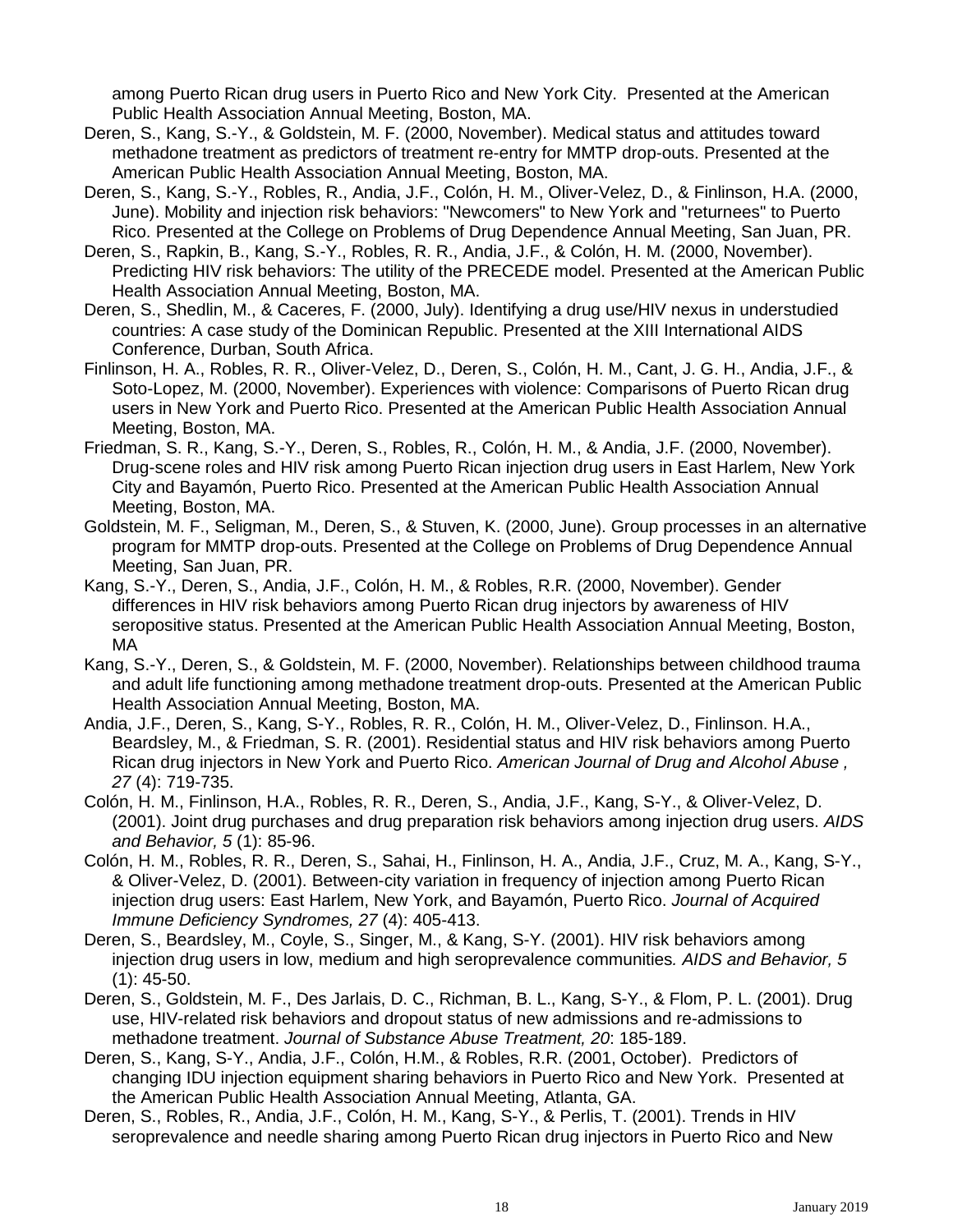among Puerto Rican drug users in Puerto Rico and New York City. Presented at the American Public Health Association Annual Meeting, Boston, MA.

Deren, S., Kang, S.-Y., & Goldstein, M. F. (2000, November). Medical status and attitudes toward methadone treatment as predictors of treatment re-entry for MMTP drop-outs. Presented at the American Public Health Association Annual Meeting, Boston, MA.

Deren, S., Kang, S.-Y., Robles, R., Andia, J.F., Colón, H. M., Oliver-Velez, D., & Finlinson, H.A. (2000, June). Mobility and injection risk behaviors: "Newcomers" to New York and "returnees" to Puerto Rico. Presented at the College on Problems of Drug Dependence Annual Meeting, San Juan, PR.

Deren, S., Rapkin, B., Kang, S.-Y., Robles, R. R., Andia, J.F., & Colón, H. M. (2000, November). Predicting HIV risk behaviors: The utility of the PRECEDE model. Presented at the American Public Health Association Annual Meeting, Boston, MA.

Deren, S., Shedlin, M., & Caceres, F. (2000, July). Identifying a drug use/HIV nexus in understudied countries: A case study of the Dominican Republic. Presented at the XIII International AIDS Conference, Durban, South Africa.

Finlinson, H. A., Robles, R. R., Oliver-Velez, D., Deren, S., Colón, H. M., Cant, J. G. H., Andia, J.F., & Soto-Lopez, M. (2000, November). Experiences with violence: Comparisons of Puerto Rican drug users in New York and Puerto Rico. Presented at the American Public Health Association Annual Meeting, Boston, MA.

Friedman, S. R., Kang, S.-Y., Deren, S., Robles, R., Colón, H. M., & Andia, J.F. (2000, November). Drug-scene roles and HIV risk among Puerto Rican injection drug users in East Harlem, New York City and Bayamón, Puerto Rico. Presented at the American Public Health Association Annual Meeting, Boston, MA.

Goldstein, M. F., Seligman, M., Deren, S., & Stuven, K. (2000, June). Group processes in an alternative program for MMTP drop-outs. Presented at the College on Problems of Drug Dependence Annual Meeting, San Juan, PR.

Kang, S.-Y., Deren, S., Andia, J.F., Colón, H. M., & Robles, R.R. (2000, November). Gender differences in HIV risk behaviors among Puerto Rican drug injectors by awareness of HIV seropositive status. Presented at the American Public Health Association Annual Meeting, Boston, MA

Kang, S.-Y., Deren, S., & Goldstein, M. F. (2000, November). Relationships between childhood trauma and adult life functioning among methadone treatment drop-outs. Presented at the American Public Health Association Annual Meeting, Boston, MA.

Andia, J.F., Deren, S., Kang, S-Y., Robles, R. R., Colón, H. M., Oliver-Velez, D., Finlinson. H.A., Beardsley, M., & Friedman, S. R. (2001). Residential status and HIV risk behaviors among Puerto Rican drug injectors in New York and Puerto Rico. *American Journal of Drug and Alcohol Abuse , 27* (4): 719-735.

Colón, H. M., Finlinson, H.A., Robles, R. R., Deren, S., Andia, J.F., Kang, S-Y., & Oliver-Velez, D. (2001). Joint drug purchases and drug preparation risk behaviors among injection drug users. *AIDS and Behavior, 5* (1): 85-96.

Colón, H. M., Robles, R. R., Deren, S., Sahai, H., Finlinson, H. A., Andia, J.F., Cruz, M. A., Kang, S-Y., & Oliver-Velez, D. (2001). Between-city variation in frequency of injection among Puerto Rican injection drug users: East Harlem, New York, and Bayamón, Puerto Rico. *Journal of Acquired Immune Deficiency Syndromes, 27* (4): 405-413.

Deren, S., Beardsley, M., Coyle, S., Singer, M., & Kang, S-Y. (2001). HIV risk behaviors among injection drug users in low, medium and high seroprevalence communities*. AIDS and Behavior, 5* (1): 45-50.

Deren, S., Goldstein, M. F., Des Jarlais, D. C., Richman, B. L., Kang, S-Y., & Flom, P. L. (2001). Drug use, HIV-related risk behaviors and dropout status of new admissions and re-admissions to methadone treatment. *Journal of Substance Abuse Treatment, 20*: 185-189.

Deren, S., Kang, S-Y., Andia, J.F., Colón, H.M., & Robles, R.R. (2001, October). Predictors of changing IDU injection equipment sharing behaviors in Puerto Rico and New York. Presented at the American Public Health Association Annual Meeting, Atlanta, GA.

Deren, S., Robles, R., Andia, J.F., Colón, H. M., Kang, S-Y., & Perlis, T. (2001). Trends in HIV seroprevalence and needle sharing among Puerto Rican drug injectors in Puerto Rico and New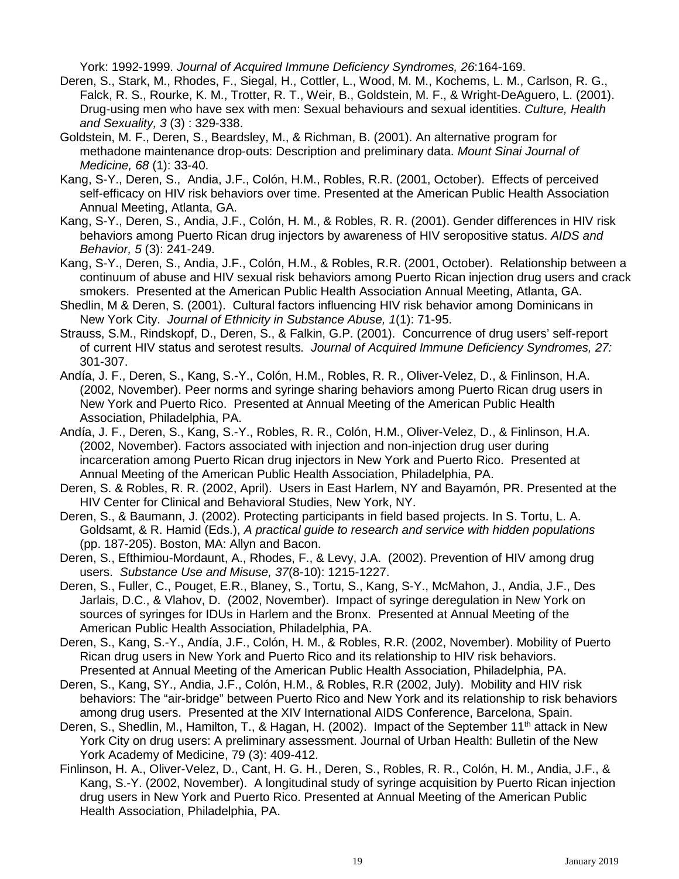York: 1992-1999. *Journal of Acquired Immune Deficiency Syndromes, 26*:164-169.

Deren, S., Stark, M., Rhodes, F., Siegal, H., Cottler, L., Wood, M. M., Kochems, L. M., Carlson, R. G., Falck, R. S., Rourke, K. M., Trotter, R. T., Weir, B., Goldstein, M. F., & Wright-DeAguero, L. (2001). Drug-using men who have sex with men: Sexual behaviours and sexual identities. *Culture, Health and Sexuality, 3* (3) : 329-338.

Goldstein, M. F., Deren, S., Beardsley, M., & Richman, B. (2001). An alternative program for methadone maintenance drop-outs: Description and preliminary data. *Mount Sinai Journal of Medicine, 68* (1): 33-40.

Kang, S-Y., Deren, S., Andia, J.F., Colón, H.M., Robles, R.R. (2001, October). Effects of perceived self-efficacy on HIV risk behaviors over time. Presented at the American Public Health Association Annual Meeting, Atlanta, GA.

Kang, S-Y., Deren, S., Andia, J.F., Colón, H. M., & Robles, R. R. (2001). Gender differences in HIV risk behaviors among Puerto Rican drug injectors by awareness of HIV seropositive status. *AIDS and Behavior, 5* (3): 241-249.

Kang, S-Y., Deren, S., Andia, J.F., Colón, H.M., & Robles, R.R. (2001, October). Relationship between a continuum of abuse and HIV sexual risk behaviors among Puerto Rican injection drug users and crack smokers. Presented at the American Public Health Association Annual Meeting, Atlanta, GA.

Shedlin, M & Deren, S. (2001). Cultural factors influencing HIV risk behavior among Dominicans in New York City. *Journal of Ethnicity in Substance Abuse, 1*(1): 71-95.

Strauss, S.M., Rindskopf, D., Deren, S., & Falkin, G.P. (2001). Concurrence of drug users' self-report of current HIV status and serotest results. *Journal of Acquired Immune Deficiency Syndromes, 27:* 301-307.

Andía, J. F., Deren, S., Kang, S.-Y., Colón, H.M., Robles, R. R., Oliver-Velez, D., & Finlinson, H.A. (2002, November). Peer norms and syringe sharing behaviors among Puerto Rican drug users in New York and Puerto Rico. Presented at Annual Meeting of the American Public Health Association, Philadelphia, PA.

Andía, J. F., Deren, S., Kang, S.-Y., Robles, R. R., Colón, H.M., Oliver-Velez, D., & Finlinson, H.A. (2002, November). Factors associated with injection and non-injection drug user during incarceration among Puerto Rican drug injectors in New York and Puerto Rico. Presented at Annual Meeting of the American Public Health Association, Philadelphia, PA.

Deren, S. & Robles, R. R. (2002, April). Users in East Harlem, NY and Bayamón, PR. Presented at the HIV Center for Clinical and Behavioral Studies, New York, NY.

Deren, S., & Baumann, J. (2002). Protecting participants in field based projects. In S. Tortu, L. A. Goldsamt, & R. Hamid (Eds.), *A practical guide to research and service with hidden populations* (pp. 187-205). Boston, MA: Allyn and Bacon.

Deren, S., Efthimiou-Mordaunt, A., Rhodes, F., & Levy, J.A. (2002). Prevention of HIV among drug users. *Substance Use and Misuse, 37*(8-10): 1215-1227.

Deren, S., Fuller, C., Pouget, E.R., Blaney, S., Tortu, S., Kang, S-Y., McMahon, J., Andia, J.F., Des Jarlais, D.C., & Vlahov, D. (2002, November). Impact of syringe deregulation in New York on sources of syringes for IDUs in Harlem and the Bronx. Presented at Annual Meeting of the American Public Health Association, Philadelphia, PA.

Deren, S., Kang, S.-Y., Andía, J.F., Colón, H. M., & Robles, R.R. (2002, November). Mobility of Puerto Rican drug users in New York and Puerto Rico and its relationship to HIV risk behaviors. Presented at Annual Meeting of the American Public Health Association, Philadelphia, PA.

Deren, S., Kang, SY., Andia, J.F., Colón, H.M., & Robles, R.R (2002, July). Mobility and HIV risk behaviors: The "air-bridge" between Puerto Rico and New York and its relationship to risk behaviors among drug users. Presented at the XIV International AIDS Conference, Barcelona, Spain.

Deren, S., Shedlin, M., Hamilton, T., & Hagan, H. (2002). Impact of the September 11th attack in New York City on drug users: A preliminary assessment. Journal of Urban Health: Bulletin of the New York Academy of Medicine, 79 (3): 409-412.

Finlinson, H. A., Oliver-Velez, D., Cant, H. G. H., Deren, S., Robles, R. R., Colón, H. M., Andia, J.F., & Kang, S.-Y. (2002, November). A longitudinal study of syringe acquisition by Puerto Rican injection drug users in New York and Puerto Rico. Presented at Annual Meeting of the American Public Health Association, Philadelphia, PA.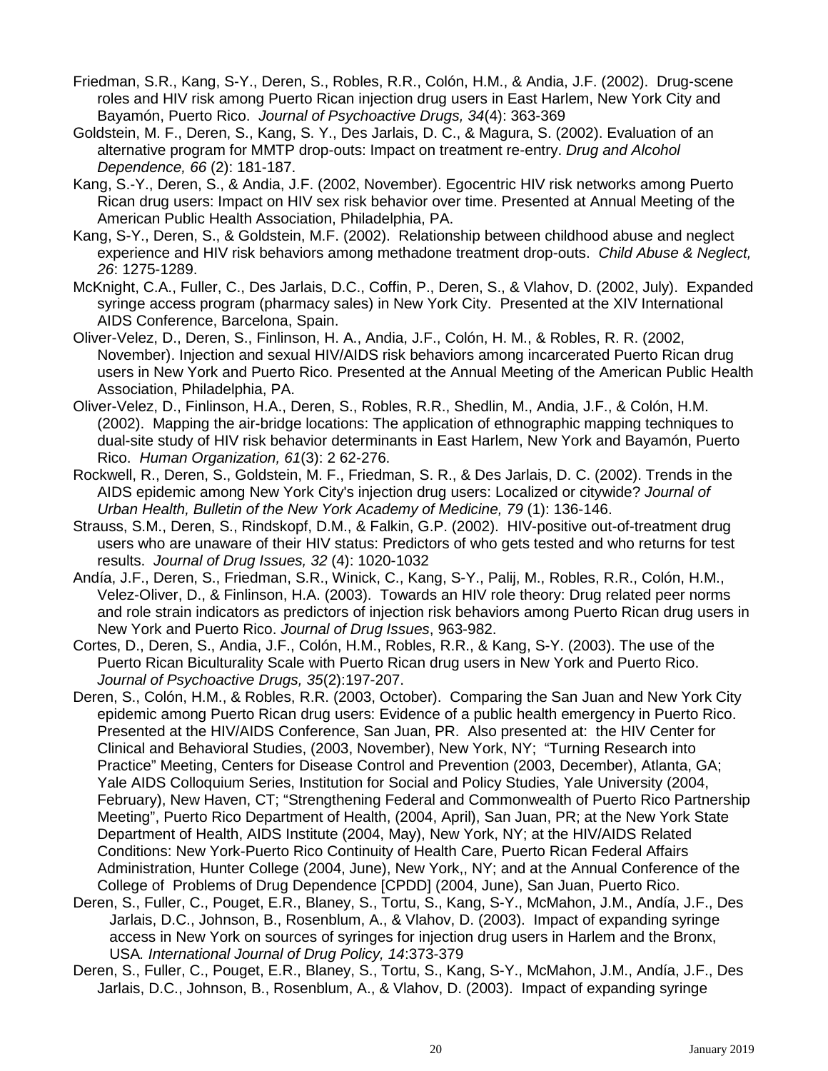Friedman, S.R., Kang, S-Y., Deren, S., Robles, R.R., Colón, H.M., & Andia, J.F. (2002). Drug-scene roles and HIV risk among Puerto Rican injection drug users in East Harlem, New York City and Bayamón, Puerto Rico. *Journal of Psychoactive Drugs, 34*(4): 363-369

Goldstein, M. F., Deren, S., Kang, S. Y., Des Jarlais, D. C., & Magura, S. (2002). Evaluation of an alternative program for MMTP drop-outs: Impact on treatment re-entry. *Drug and Alcohol Dependence, 66* (2): 181-187.

Kang, S.-Y., Deren, S., & Andia, J.F. (2002, November). Egocentric HIV risk networks among Puerto Rican drug users: Impact on HIV sex risk behavior over time. Presented at Annual Meeting of the American Public Health Association, Philadelphia, PA.

Kang, S-Y., Deren, S., & Goldstein, M.F. (2002). Relationship between childhood abuse and neglect experience and HIV risk behaviors among methadone treatment drop-outs. *Child Abuse & Neglect, 26*: 1275-1289.

McKnight, C.A., Fuller, C., Des Jarlais, D.C., Coffin, P., Deren, S., & Vlahov, D. (2002, July). Expanded syringe access program (pharmacy sales) in New York City. Presented at the XIV International AIDS Conference, Barcelona, Spain.

Oliver-Velez, D., Deren, S., Finlinson, H. A., Andia, J.F., Colón, H. M., & Robles, R. R. (2002, November). Injection and sexual HIV/AIDS risk behaviors among incarcerated Puerto Rican drug users in New York and Puerto Rico. Presented at the Annual Meeting of the American Public Health Association, Philadelphia, PA.

Oliver-Velez, D., Finlinson, H.A., Deren, S., Robles, R.R., Shedlin, M., Andia, J.F., & Colón, H.M. (2002). Mapping the air-bridge locations: The application of ethnographic mapping techniques to dual-site study of HIV risk behavior determinants in East Harlem, New York and Bayamón, Puerto Rico. *Human Organization, 61*(3): 2 62-276.

Rockwell, R., Deren, S., Goldstein, M. F., Friedman, S. R., & Des Jarlais, D. C. (2002). Trends in the AIDS epidemic among New York City's injection drug users: Localized or citywide? *Journal of Urban Health, Bulletin of the New York Academy of Medicine, 79* (1): 136-146.

Strauss, S.M., Deren, S., Rindskopf, D.M., & Falkin, G.P. (2002). HIV-positive out-of-treatment drug users who are unaware of their HIV status: Predictors of who gets tested and who returns for test results. *Journal of Drug Issues, 32* (4): 1020-1032

Andía, J.F., Deren, S., Friedman, S.R., Winick, C., Kang, S-Y., Palij, M., Robles, R.R., Colón, H.M., Velez-Oliver, D., & Finlinson, H.A. (2003). Towards an HIV role theory: Drug related peer norms and role strain indicators as predictors of injection risk behaviors among Puerto Rican drug users in New York and Puerto Rico. *Journal of Drug Issues*, 963-982.

Cortes, D., Deren, S., Andia, J.F., Colón, H.M., Robles, R.R., & Kang, S-Y. (2003). The use of the Puerto Rican Biculturality Scale with Puerto Rican drug users in New York and Puerto Rico. *Journal of Psychoactive Drugs, 35*(2):197-207.

Deren, S., Colón, H.M., & Robles, R.R. (2003, October). Comparing the San Juan and New York City epidemic among Puerto Rican drug users: Evidence of a public health emergency in Puerto Rico. Presented at the HIV/AIDS Conference, San Juan, PR. Also presented at: the HIV Center for Clinical and Behavioral Studies, (2003, November), New York, NY; "Turning Research into Practice" Meeting, Centers for Disease Control and Prevention (2003, December), Atlanta, GA; Yale AIDS Colloquium Series, Institution for Social and Policy Studies, Yale University (2004, February), New Haven, CT; "Strengthening Federal and Commonwealth of Puerto Rico Partnership Meeting", Puerto Rico Department of Health, (2004, April), San Juan, PR; at the New York State Department of Health, AIDS Institute (2004, May), New York, NY; at the HIV/AIDS Related Conditions: New York-Puerto Rico Continuity of Health Care, Puerto Rican Federal Affairs Administration, Hunter College (2004, June), New York,, NY; and at the Annual Conference of the College of Problems of Drug Dependence [CPDD] (2004, June), San Juan, Puerto Rico.

Deren, S., Fuller, C., Pouget, E.R., Blaney, S., Tortu, S., Kang, S-Y., McMahon, J.M., Andía, J.F., Des Jarlais, D.C., Johnson, B., Rosenblum, A., & Vlahov, D. (2003). Impact of expanding syringe access in New York on sources of syringes for injection drug users in Harlem and the Bronx, USA*. International Journal of Drug Policy, 14*:373-379

Deren, S., Fuller, C., Pouget, E.R., Blaney, S., Tortu, S., Kang, S-Y., McMahon, J.M., Andía, J.F., Des Jarlais, D.C., Johnson, B., Rosenblum, A., & Vlahov, D. (2003). Impact of expanding syringe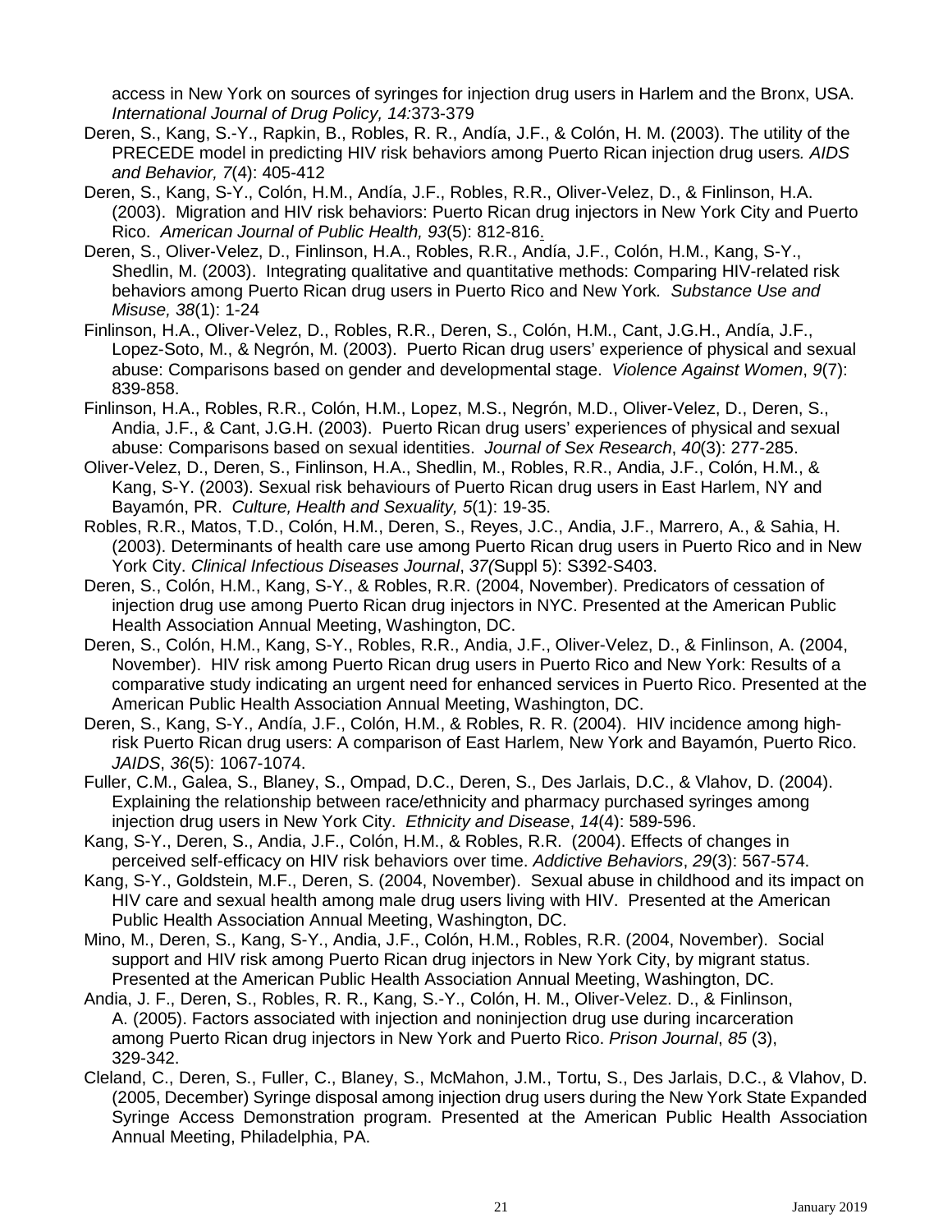access in New York on sources of syringes for injection drug users in Harlem and the Bronx, USA. *International Journal of Drug Policy, 14:*373-379

Deren, S., Kang, S.-Y., Rapkin, B., Robles, R. R., Andía, J.F., & Colón, H. M. (2003). The utility of the PRECEDE model in predicting HIV risk behaviors among Puerto Rican injection drug users*. AIDS and Behavior, 7*(4): 405-412

Deren, S., Kang, S-Y., Colón, H.M., Andía, J.F., Robles, R.R., Oliver-Velez, D., & Finlinson, H.A. (2003). Migration and HIV risk behaviors: Puerto Rican drug injectors in New York City and Puerto Rico. *American Journal of Public Health, 93*(5): 812-816.

Deren, S., Oliver-Velez, D., Finlinson, H.A., Robles, R.R., Andía, J.F., Colón, H.M., Kang, S-Y., Shedlin, M. (2003). Integrating qualitative and quantitative methods: Comparing HIV-related risk behaviors among Puerto Rican drug users in Puerto Rico and New York*. Substance Use and Misuse, 38*(1): 1-24

Finlinson, H.A., Oliver-Velez, D., Robles, R.R., Deren, S., Colón, H.M., Cant, J.G.H., Andía, J.F., Lopez-Soto, M., & Negrón, M. (2003). Puerto Rican drug users' experience of physical and sexual abuse: Comparisons based on gender and developmental stage. *Violence Against Women*, *9*(7): 839-858.

Finlinson, H.A., Robles, R.R., Colón, H.M., Lopez, M.S., Negrón, M.D., Oliver-Velez, D., Deren, S., Andia, J.F., & Cant, J.G.H. (2003). Puerto Rican drug users' experiences of physical and sexual abuse: Comparisons based on sexual identities. *Journal of Sex Research*, *40*(3): 277-285.

Oliver-Velez, D., Deren, S., Finlinson, H.A., Shedlin, M., Robles, R.R., Andia, J.F., Colón, H.M., & Kang, S-Y. (2003). Sexual risk behaviours of Puerto Rican drug users in East Harlem, NY and Bayamón, PR. *Culture, Health and Sexuality, 5*(1): 19-35.

Robles, R.R., Matos, T.D., Colón, H.M., Deren, S., Reyes, J.C., Andia, J.F., Marrero, A., & Sahia, H. (2003). Determinants of health care use among Puerto Rican drug users in Puerto Rico and in New York City. *Clinical Infectious Diseases Journal*, *37(*Suppl 5): S392-S403.

Deren, S., Colón, H.M., Kang, S-Y., & Robles, R.R. (2004, November). Predicators of cessation of injection drug use among Puerto Rican drug injectors in NYC. Presented at the American Public Health Association Annual Meeting, Washington, DC.

Deren, S., Colón, H.M., Kang, S-Y., Robles, R.R., Andia, J.F., Oliver-Velez, D., & Finlinson, A. (2004, November). HIV risk among Puerto Rican drug users in Puerto Rico and New York: Results of a comparative study indicating an urgent need for enhanced services in Puerto Rico. Presented at the American Public Health Association Annual Meeting, Washington, DC.

Deren, S., Kang, S-Y., Andía, J.F., Colón, H.M., & Robles, R. R. (2004). HIV incidence among high-risk Puerto Rican drug users: A comparison of East Harlem, New York and Bayamón, Puerto Rico. *JAIDS*, *36*(5): 1067-1074.

Fuller, C.M., Galea, S., Blaney, S., Ompad, D.C., Deren, S., Des Jarlais, D.C., & Vlahov, D. (2004). Explaining the relationship between race/ethnicity and pharmacy purchased syringes among injection drug users in New York City. *Ethnicity and Disease*, *14*(4): 589-596.

Kang, S-Y., Deren, S., Andia, J.F., Colón, H.M., & Robles, R.R. (2004). Effects of changes in perceived self-efficacy on HIV risk behaviors over time. *Addictive Behaviors*, *29*(3): 567-574.

Kang, S-Y., Goldstein, M.F., Deren, S. (2004, November). Sexual abuse in childhood and its impact on HIV care and sexual health among male drug users living with HIV. Presented at the American Public Health Association Annual Meeting, Washington, DC.

Mino, M., Deren, S., Kang, S-Y., Andia, J.F., Colón, H.M., Robles, R.R. (2004, November). Social support and HIV risk among Puerto Rican drug injectors in New York City, by migrant status. Presented at the American Public Health Association Annual Meeting, Washington, DC.

Andia, J. F., Deren, S., Robles, R. R., Kang, S.-Y., Colón, H. M., Oliver-Velez. D., & Finlinson, A. (2005). Factors associated with injection and noninjection drug use during incarceration among Puerto Rican drug injectors in New York and Puerto Rico. *Prison Journal*, *85* (3), 329-342.

Cleland, C., Deren, S., Fuller, C., Blaney, S., McMahon, J.M., Tortu, S., Des Jarlais, D.C., & Vlahov, D. (2005, December) Syringe disposal among injection drug users during the New York State Expanded Syringe Access Demonstration program. Presented at the American Public Health Association Annual Meeting, Philadelphia, PA.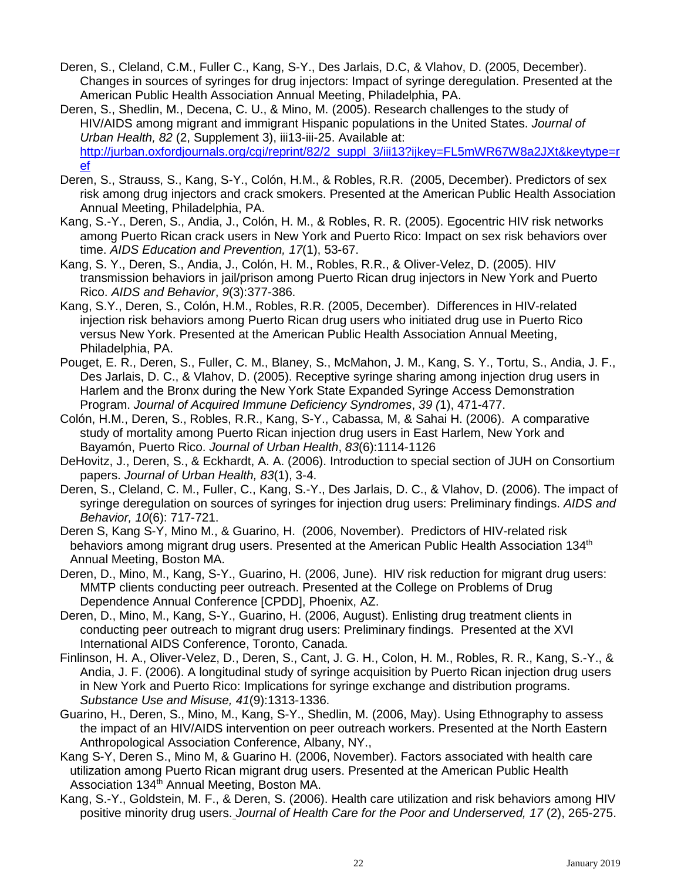Deren, S., Cleland, C.M., Fuller C., Kang, S-Y., Des Jarlais, D.C, & Vlahov, D. (2005, December). Changes in sources of syringes for drug injectors: Impact of syringe deregulation. Presented at the American Public Health Association Annual Meeting, Philadelphia, PA.

Deren, S., Shedlin, M., Decena, C. U., & Mino, M. (2005). Research challenges to the study of HIV/AIDS among migrant and immigrant Hispanic populations in the United States. *Journal of Urban Health, 82* (2, Supplement 3), iii13-iii-25. Available at: [http://jurban.oxfordjournals.org/cgi/reprint/82/2_suppl_3/iii13?ijkey=FL5mWR67W8a2JXt&keytype=ref](http://jurban.oxfordjournals.org/cgi/reprint/82/2_suppl_3/iii13?ijkey=FL5mWR67W8a2JXt&keytype=ref)

Deren, S., Strauss, S., Kang, S-Y., Colón, H.M., & Robles, R.R. (2005, December). Predictors of sex risk among drug injectors and crack smokers. Presented at the American Public Health Association Annual Meeting, Philadelphia, PA.

Kang, S.-Y., Deren, S., Andia, J., Colón, H. M., & Robles, R. R. (2005). Egocentric HIV risk networks among Puerto Rican crack users in New York and Puerto Rico: Impact on sex risk behaviors over time. *AIDS Education and Prevention, 17*(1), 53-67.

Kang, S. Y., Deren, S., Andia, J., Colón, H. M., Robles, R.R., & Oliver-Velez, D. (2005). HIV transmission behaviors in jail/prison among Puerto Rican drug injectors in New York and Puerto Rico. *AIDS and Behavior*, *9*(3):377-386.

Kang, S.Y., Deren, S., Colón, H.M., Robles, R.R. (2005, December). Differences in HIV-related injection risk behaviors among Puerto Rican drug users who initiated drug use in Puerto Rico versus New York. Presented at the American Public Health Association Annual Meeting, Philadelphia, PA.

Pouget, E. R., Deren, S., Fuller, C. M., Blaney, S., McMahon, J. M., Kang, S. Y., Tortu, S., Andia, J. F., Des Jarlais, D. C., & Vlahov, D. (2005). Receptive syringe sharing among injection drug users in Harlem and the Bronx during the New York State Expanded Syringe Access Demonstration Program. *Journal of Acquired Immune Deficiency Syndromes*, *39 (*1), 471-477.

Colón, H.M., Deren, S., Robles, R.R., Kang, S-Y., Cabassa, M, & Sahai H. (2006). A comparative study of mortality among Puerto Rican injection drug users in East Harlem, New York and Bayamón, Puerto Rico. *Journal of Urban Health*, *83*(6):1114-1126

DeHovitz, J., Deren, S., & Eckhardt, A. A. (2006). Introduction to special section of JUH on Consortium papers. *Journal of Urban Health, 83*(1), 3-4.

Deren, S., Cleland, C. M., Fuller, C., Kang, S.-Y., Des Jarlais, D. C., & Vlahov, D. (2006). The impact of syringe deregulation on sources of syringes for injection drug users: Preliminary findings. *AIDS and Behavior, 10*(6): 717-721.

Deren S, Kang S-Y, Mino M., & Guarino, H. (2006, November). Predictors of HIV-related risk behaviors among migrant drug users. Presented at the American Public Health Association 134th Annual Meeting, Boston MA.

Deren, D., Mino, M., Kang, S-Y., Guarino, H. (2006, June). HIV risk reduction for migrant drug users: MMTP clients conducting peer outreach. Presented at the College on Problems of Drug Dependence Annual Conference [CPDD], Phoenix, AZ.

Deren, D., Mino, M., Kang, S-Y., Guarino, H. (2006, August). Enlisting drug treatment clients in conducting peer outreach to migrant drug users: Preliminary findings. Presented at the XVI International AIDS Conference, Toronto, Canada.

Finlinson, H. A., Oliver-Velez, D., Deren, S., Cant, J. G. H., Colon, H. M., Robles, R. R., Kang, S.-Y., & Andia, J. F. (2006). A longitudinal study of syringe acquisition by Puerto Rican injection drug users in New York and Puerto Rico: Implications for syringe exchange and distribution programs. *Substance Use and Misuse, 41*(9):1313-1336.

Guarino, H., Deren, S., Mino, M., Kang, S-Y., Shedlin, M. (2006, May). Using Ethnography to assess the impact of an HIV/AIDS intervention on peer outreach workers. Presented at the North Eastern Anthropological Association Conference, Albany, NY.,

Kang S-Y, Deren S., Mino M, & Guarino H. (2006, November). Factors associated with health care utilization among Puerto Rican migrant drug users. Presented at the American Public Health Association 134th Annual Meeting, Boston MA.

Kang, S.-Y., Goldstein, M. F., & Deren, S. (2006). Health care utilization and risk behaviors among HIV positive minority drug users. *Journal of Health Care for the Poor and Underserved, 17* (2), 265-275.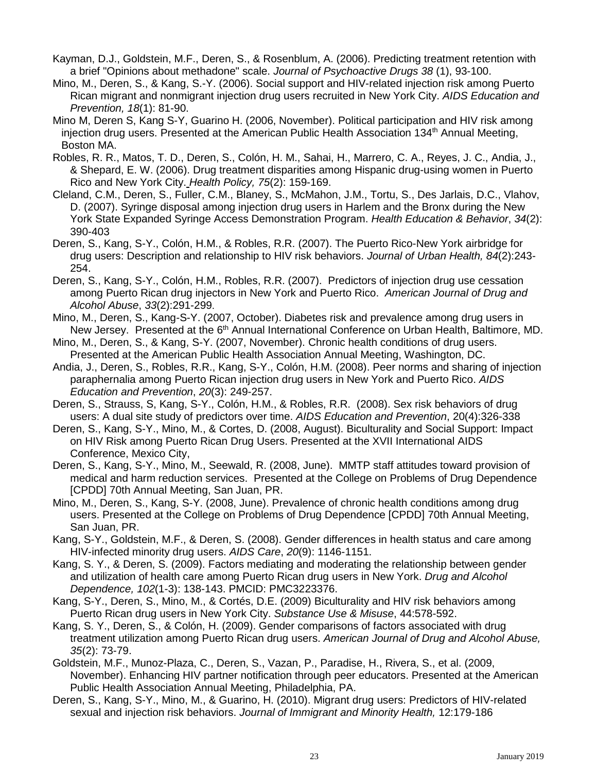Kayman, D.J., Goldstein, M.F., Deren, S., & Rosenblum, A. (2006). Predicting treatment retention with a brief "Opinions about methadone" scale. *Journal of Psychoactive Drugs 38* (1), 93-100.

Mino, M., Deren, S., & Kang, S.-Y. (2006). Social support and HIV-related injection risk among Puerto Rican migrant and nonmigrant injection drug users recruited in New York City. *AIDS Education and Prevention, 18*(1): 81-90.

Mino M, Deren S, Kang S-Y, Guarino H. (2006, November). Political participation and HIV risk among injection drug users. Presented at the American Public Health Association 134th Annual Meeting, Boston MA.

Robles, R. R., Matos, T. D., Deren, S., Colón, H. M., Sahai, H., Marrero, C. A., Reyes, J. C., Andia, J., & Shepard, E. W. (2006). Drug treatment disparities among Hispanic drug-using women in Puerto Rico and New York City. *Health Policy, 75*(2): 159-169.

Cleland, C.M., Deren, S., Fuller, C.M., Blaney, S., McMahon, J.M., Tortu, S., Des Jarlais, D.C., Vlahov, D. (2007). Syringe disposal among injection drug users in Harlem and the Bronx during the New York State Expanded Syringe Access Demonstration Program. *Health Education & Behavior*, *34*(2): 390-403

Deren, S., Kang, S-Y., Colón, H.M., & Robles, R.R. (2007). The Puerto Rico-New York airbridge for drug users: Description and relationship to HIV risk behaviors. *Journal of Urban Health, 84*(2):243-254.

Deren, S., Kang, S-Y., Colón, H.M., Robles, R.R. (2007). Predictors of injection drug use cessation among Puerto Rican drug injectors in New York and Puerto Rico. *American Journal of Drug and Alcohol Abuse*, *33*(2):291-299.

Mino, M., Deren, S., Kang-S-Y. (2007, October). Diabetes risk and prevalence among drug users in New Jersey. Presented at the 6th Annual International Conference on Urban Health, Baltimore, MD.

Mino, M., Deren, S., & Kang, S-Y. (2007, November). Chronic health conditions of drug users. Presented at the American Public Health Association Annual Meeting, Washington, DC.

Andia, J., Deren, S., Robles, R.R., Kang, S-Y., Colón, H.M. (2008). Peer norms and sharing of injection paraphernalia among Puerto Rican injection drug users in New York and Puerto Rico. *AIDS Education and Prevention*, *20*(3): 249-257.

Deren, S., Strauss, S, Kang, S-Y., Colón, H.M., & Robles, R.R. (2008). Sex risk behaviors of drug users: A dual site study of predictors over time. *AIDS Education and Prevention*, 20(4):326-338

Deren, S., Kang, S-Y., Mino, M., & Cortes, D. (2008, August). Biculturality and Social Support: Impact on HIV Risk among Puerto Rican Drug Users. Presented at the XVII International AIDS Conference, Mexico City,

Deren, S., Kang, S-Y., Mino, M., Seewald, R. (2008, June). MMTP staff attitudes toward provision of medical and harm reduction services. Presented at the College on Problems of Drug Dependence [CPDD] 70th Annual Meeting, San Juan, PR.

Mino, M., Deren, S., Kang, S-Y. (2008, June). Prevalence of chronic health conditions among drug users. Presented at the College on Problems of Drug Dependence [CPDD] 70th Annual Meeting, San Juan, PR.

Kang, S-Y., Goldstein, M.F., & Deren, S. (2008). Gender differences in health status and care among HIV-infected minority drug users. *AIDS Care*, *20*(9): 1146-1151.

Kang, S. Y., & Deren, S. (2009). Factors mediating and moderating the relationship between gender and utilization of health care among Puerto Rican drug users in New York. *Drug and Alcohol Dependence, 102*(1-3): 138-143. PMCID: PMC3223376.

Kang, S-Y., Deren, S., Mino, M., & Cortés, D.E. (2009) Biculturality and HIV risk behaviors among Puerto Rican drug users in New York City. *Substance Use & Misuse*, 44:578-592.

Kang, S. Y., Deren, S., & Colón, H. (2009). Gender comparisons of factors associated with drug treatment utilization among Puerto Rican drug users. *American Journal of Drug and Alcohol Abuse, 35*(2): 73-79.

Goldstein, M.F., Munoz-Plaza, C., Deren, S., Vazan, P., Paradise, H., Rivera, S., et al. (2009, November). Enhancing HIV partner notification through peer educators. Presented at the American Public Health Association Annual Meeting, Philadelphia, PA.

Deren, S., Kang, S-Y., Mino, M., & Guarino, H. (2010). Migrant drug users: Predictors of HIV-related sexual and injection risk behaviors. *Journal of Immigrant and Minority Health,* 12:179-186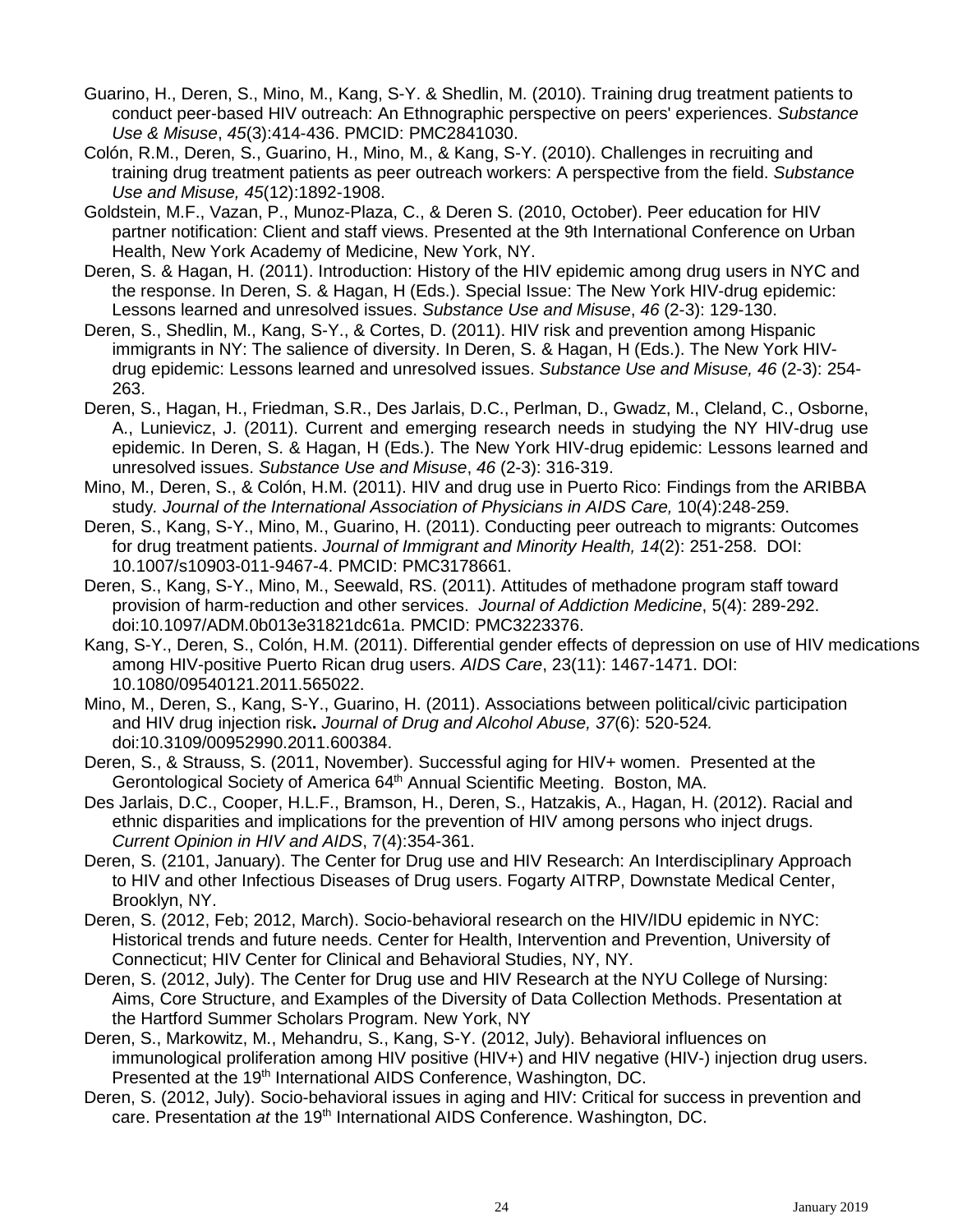Guarino, H., Deren, S., Mino, M., Kang, S-Y. & Shedlin, M. (2010). Training drug treatment patients to conduct peer-based HIV outreach: An Ethnographic perspective on peers' experiences. *Substance Use & Misuse*, *45*(3):414-436. PMCID: PMC2841030.

Colón, R.M., Deren, S., Guarino, H., Mino, M., & Kang, S-Y. (2010). Challenges in recruiting and training drug treatment patients as peer outreach workers: A perspective from the field. *Substance Use and Misuse, 45*(12):1892-1908.

Goldstein, M.F., Vazan, P., Munoz-Plaza, C., & Deren S. (2010, October). Peer education for HIV partner notification: Client and staff views. Presented at the 9th International Conference on Urban Health, New York Academy of Medicine, New York, NY.

Deren, S. & Hagan, H. (2011). Introduction: History of the HIV epidemic among drug users in NYC and the response. In Deren, S. & Hagan, H (Eds.). Special Issue: The New York HIV-drug epidemic: Lessons learned and unresolved issues. *Substance Use and Misuse*, *46* (2-3): 129-130.

Deren, S., Shedlin, M., Kang, S-Y., & Cortes, D. (2011). HIV risk and prevention among Hispanic immigrants in NY: The salience of diversity. In Deren, S. & Hagan, H (Eds.). The New York HIV-drug epidemic: Lessons learned and unresolved issues. *Substance Use and Misuse, 46* (2-3): 254-263.

Deren, S., Hagan, H., Friedman, S.R., Des Jarlais, D.C., Perlman, D., Gwadz, M., Cleland, C., Osborne, A., Lunievicz, J. (2011). Current and emerging research needs in studying the NY HIV-drug use epidemic. In Deren, S. & Hagan, H (Eds.). The New York HIV-drug epidemic: Lessons learned and unresolved issues. *Substance Use and Misuse*, *46* (2-3): 316-319.

Mino, M., Deren, S., & Colón, H.M. (2011). HIV and drug use in Puerto Rico: Findings from the ARIBBA study*. Journal of the International Association of Physicians in AIDS Care,* 10(4):248-259.

Deren, S., Kang, S-Y., Mino, M., Guarino, H. (2011). Conducting peer outreach to migrants: Outcomes for drug treatment patients. *Journal of Immigrant and Minority Health, 14*(2): 251-258. DOI: 10.1007/s10903-011-9467-4. PMCID: PMC3178661.

Deren, S., Kang, S-Y., Mino, M., Seewald, RS. (2011). Attitudes of methadone program staff toward provision of harm-reduction and other services. *Journal of Addiction Medicine*, 5(4): 289-292. doi:10.1097/ADM.0b013e31821dc61a. PMCID: PMC3223376.

Kang, S-Y., Deren, S., Colón, H.M. (2011). Differential gender effects of depression on use of HIV medications among HIV-positive Puerto Rican drug users. *AIDS Care*, 23(11): 1467-1471. DOI: 10.1080/09540121.2011.565022.

Mino, M., Deren, S., Kang, S-Y., Guarino, H. (2011). Associations between political/civic participation and HIV drug injection risk**.** *Journal of Drug and Alcohol Abuse, 37*(6): 520-524*.* doi:10.3109/00952990.2011.600384.

Deren, S., & Strauss, S. (2011, November). Successful aging for HIV+ women. Presented at the Gerontological Society of America 64th Annual Scientific Meeting. Boston, MA.

Des Jarlais, D.C., Cooper, H.L.F., Bramson, H., Deren, S., Hatzakis, A., Hagan, H. (2012). Racial and ethnic disparities and implications for the prevention of HIV among persons who inject drugs. *Current Opinion in HIV and AIDS*, 7(4):354-361.

Deren, S. (2101, January). The Center for Drug use and HIV Research: An Interdisciplinary Approach to HIV and other Infectious Diseases of Drug users. Fogarty AITRP, Downstate Medical Center, Brooklyn, NY.

Deren, S. (2012, Feb; 2012, March). Socio-behavioral research on the HIV/IDU epidemic in NYC: Historical trends and future needs. Center for Health, Intervention and Prevention, University of Connecticut; HIV Center for Clinical and Behavioral Studies, NY, NY.

Deren, S. (2012, July). The Center for Drug use and HIV Research at the NYU College of Nursing: Aims, Core Structure, and Examples of the Diversity of Data Collection Methods. Presentation at the Hartford Summer Scholars Program. New York, NY

Deren, S., Markowitz, M., Mehandru, S., Kang, S-Y. (2012, July). Behavioral influences on immunological proliferation among HIV positive (HIV+) and HIV negative (HIV-) injection drug users. Presented at the 19th International AIDS Conference, Washington, DC.

Deren, S. (2012, July). Socio-behavioral issues in aging and HIV: Critical for success in prevention and care. Presentation *at* the 19th International AIDS Conference. Washington, DC.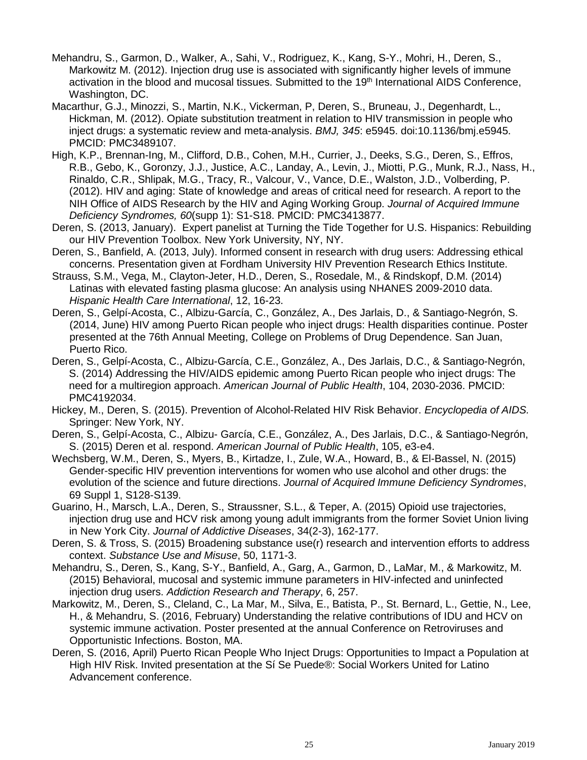Mehandru, S., Garmon, D., Walker, A., Sahi, V., Rodriguez, K., Kang, S-Y., Mohri, H., Deren, S., Markowitz M. (2012). Injection drug use is associated with significantly higher levels of immune activation in the blood and mucosal tissues. Submitted to the 19th International AIDS Conference, Washington, DC.

Macarthur, G.J., Minozzi, S., Martin, N.K., Vickerman, P, Deren, S., Bruneau, J., Degenhardt, L., Hickman, M. (2012). Opiate substitution treatment in relation to HIV transmission in people who inject drugs: a systematic review and meta-analysis. *BMJ, 345*: e5945. doi:10.1136/bmj.e5945. PMCID: PMC3489107.

High, K.P., Brennan-Ing, M., Clifford, D.B., Cohen, M.H., Currier, J., Deeks, S.G., Deren, S., Effros, R.B., Gebo, K., Goronzy, J.J., Justice, A.C., Landay, A., Levin, J., Miotti, P.G., Munk, R.J., Nass, H., Rinaldo, C.R., Shlipak, M.G., Tracy, R., Valcour, V., Vance, D.E., Walston, J.D., Volberding, P. (2012). HIV and aging: State of knowledge and areas of critical need for research. A report to the NIH Office of AIDS Research by the HIV and Aging Working Group. *Journal of Acquired Immune Deficiency Syndromes, 60*(supp 1): S1-S18. PMCID: PMC3413877.

Deren, S. (2013, January). Expert panelist at Turning the Tide Together for U.S. Hispanics: Rebuilding our HIV Prevention Toolbox. New York University, NY, NY.

Deren, S., Banfield, A. (2013, July). Informed consent in research with drug users: Addressing ethical concerns. Presentation given at Fordham University HIV Prevention Research Ethics Institute.

Strauss, S.M., Vega, M., Clayton-Jeter, H.D., Deren, S., Rosedale, M., & Rindskopf, D.M. (2014) Latinas with elevated fasting plasma glucose: An analysis using NHANES 2009-2010 data. *Hispanic Health Care International*, 12, 16-23.

Deren, S., Gelpí-Acosta, C., Albizu-García, C., González, A., Des Jarlais, D., & Santiago-Negrón, S. (2014, June) HIV among Puerto Rican people who inject drugs: Health disparities continue. Poster presented at the 76th Annual Meeting, College on Problems of Drug Dependence. San Juan, Puerto Rico.

Deren, S., Gelpí-Acosta, C., Albizu-García, C.E., González, A., Des Jarlais, D.C., & Santiago-Negrón, S. (2014) Addressing the HIV/AIDS epidemic among Puerto Rican people who inject drugs: The need for a multiregion approach. *American Journal of Public Health*, 104, 2030-2036. PMCID: PMC4192034.

Hickey, M., Deren, S. (2015). Prevention of Alcohol-Related HIV Risk Behavior. *Encyclopedia of AIDS.* Springer: New York, NY.

Deren, S., Gelpí-Acosta, C., Albizu- García, C.E., González, A., Des Jarlais, D.C., & Santiago-Negrón, S. (2015) Deren et al. respond. *American Journal of Public Health*, 105, e3-e4.

Wechsberg, W.M., Deren, S., Myers, B., Kirtadze, I., Zule, W.A., Howard, B., & El-Bassel, N. (2015) Gender-specific HIV prevention interventions for women who use alcohol and other drugs: the evolution of the science and future directions. *Journal of Acquired Immune Deficiency Syndromes*, 69 Suppl 1, S128-S139.

Guarino, H., Marsch, L.A., Deren, S., Straussner, S.L., & Teper, A. (2015) Opioid use trajectories, injection drug use and HCV risk among young adult immigrants from the former Soviet Union living in New York City. *Journal of Addictive Diseases*, 34(2-3), 162-177.

Deren, S. & Tross, S. (2015) Broadening substance use(r) research and intervention efforts to address context. *Substance Use and Misuse*, 50, 1171-3.

Mehandru, S., Deren, S., Kang, S-Y., Banfield, A., Garg, A., Garmon, D., LaMar, M., & Markowitz, M. (2015) Behavioral, mucosal and systemic immune parameters in HIV-infected and uninfected injection drug users. *Addiction Research and Therapy*, 6, 257.

Markowitz, M., Deren, S., Cleland, C., La Mar, M., Silva, E., Batista, P., St. Bernard, L., Gettie, N., Lee, H., & Mehandru, S. (2016, February) Understanding the relative contributions of IDU and HCV on systemic immune activation. Poster presented at the annual Conference on Retroviruses and Opportunistic Infections. Boston, MA.

Deren, S. (2016, April) Puerto Rican People Who Inject Drugs: Opportunities to Impact a Population at High HIV Risk. Invited presentation at the Sí Se Puede®: Social Workers United for Latino Advancement conference.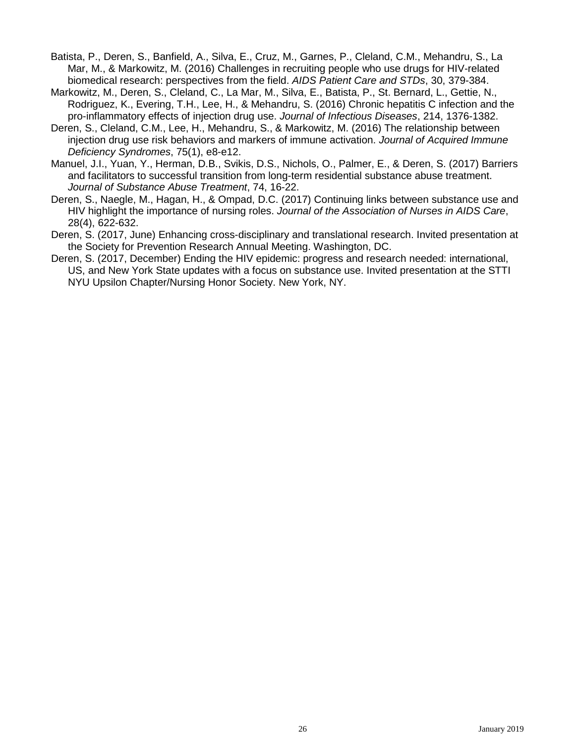Batista, P., Deren, S., Banfield, A., Silva, E., Cruz, M., Garnes, P., Cleland, C.M., Mehandru, S., La Mar, M., & Markowitz, M. (2016) Challenges in recruiting people who use drugs for HIV-related biomedical research: perspectives from the field. *AIDS Patient Care and STDs*, 30, 379-384.

Markowitz, M., Deren, S., Cleland, C., La Mar, M., Silva, E., Batista, P., St. Bernard, L., Gettie, N., Rodriguez, K., Evering, T.H., Lee, H., & Mehandru, S. (2016) Chronic hepatitis C infection and the pro-inflammatory effects of injection drug use. *Journal of Infectious Diseases*, 214, 1376-1382.

Deren, S., Cleland, C.M., Lee, H., Mehandru, S., & Markowitz, M. (2016) The relationship between injection drug use risk behaviors and markers of immune activation. *Journal of Acquired Immune Deficiency Syndromes*, 75(1), e8-e12.

Manuel, J.I., Yuan, Y., Herman, D.B., Svikis, D.S., Nichols, O., Palmer, E., & Deren, S. (2017) Barriers and facilitators to successful transition from long-term residential substance abuse treatment. *Journal of Substance Abuse Treatment*, 74, 16-22.

Deren, S., Naegle, M., Hagan, H., & Ompad, D.C. (2017) Continuing links between substance use and HIV highlight the importance of nursing roles. *Journal of the Association of Nurses in AIDS Care*, 28(4), 622-632.

Deren, S. (2017, June) Enhancing cross-disciplinary and translational research. Invited presentation at the Society for Prevention Research Annual Meeting. Washington, DC.

Deren, S. (2017, December) Ending the HIV epidemic: progress and research needed: international, US, and New York State updates with a focus on substance use. Invited presentation at the STTI NYU Upsilon Chapter/Nursing Honor Society. New York, NY.